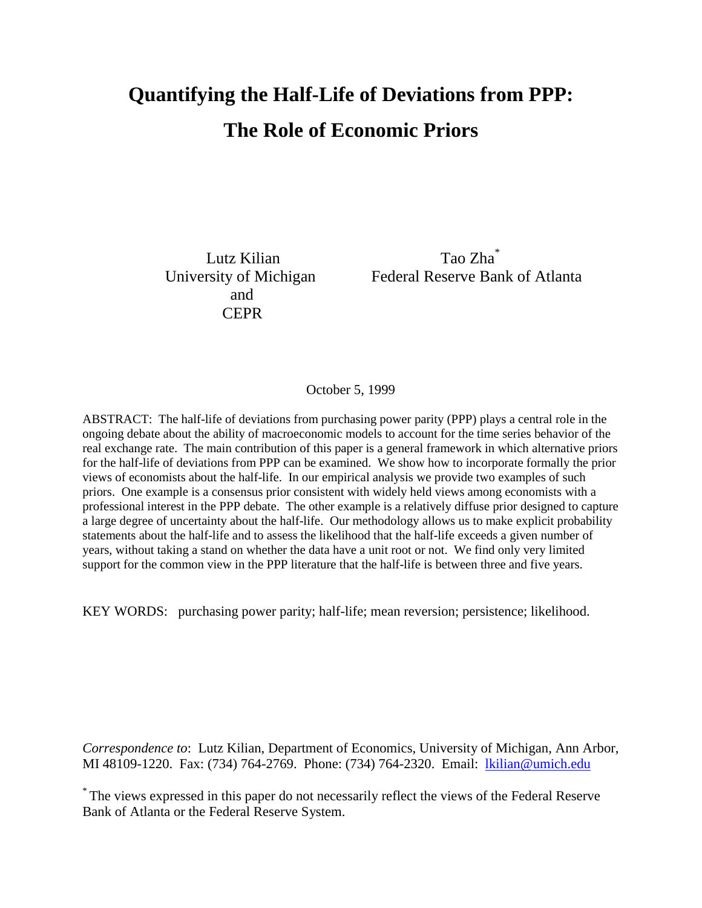# Quantifying the Half-Life of Deviations from PPP:

# The Role of Economic Priors

Lutz Kilian
University of Michigan
and
CEPR

Tao Zha[*]
Federal Reserve Bank of Atlanta

October 5, 1999

ABSTRACT: The half-life of deviations from purchasing power parity (PPP) plays a central role in the ongoing debate about the ability of macroeconomic models to account for the time series behavior of the real exchange rate. The main contribution of this paper is a general framework in which alternative priors for the half-life of deviations from PPP can be examined. We show how to incorporate formally the prior views of economists about the half-life. In our empirical analysis we provide two examples of such priors. One example is a consensus prior consistent with widely held views among economists with a professional interest in the PPP debate. The other example is a relatively diffuse prior designed to capture a large degree of uncertainty about the half-life. Our methodology allows us to make explicit probability statements about the half-life and to assess the likelihood that the half-life exceeds a given number of years, without taking a stand on whether the data have a unit root or not. We find only very limited support for the common view in the PPP literature that the half-life is between three and five years.

KEY WORDS: purchasing power parity; half-life; mean reversion; persistence; likelihood.

*Correspondence to*: Lutz Kilian, Department of Economics, University of Michigan, Ann Arbor, MI 48109-1220. Fax: (734) 764-2769. Phone: (734) 764-2320. Email: lkilian@umich.edu

[*] The views expressed in this paper do not necessarily reflect the views of the Federal Reserve Bank of Atlanta or the Federal Reserve System.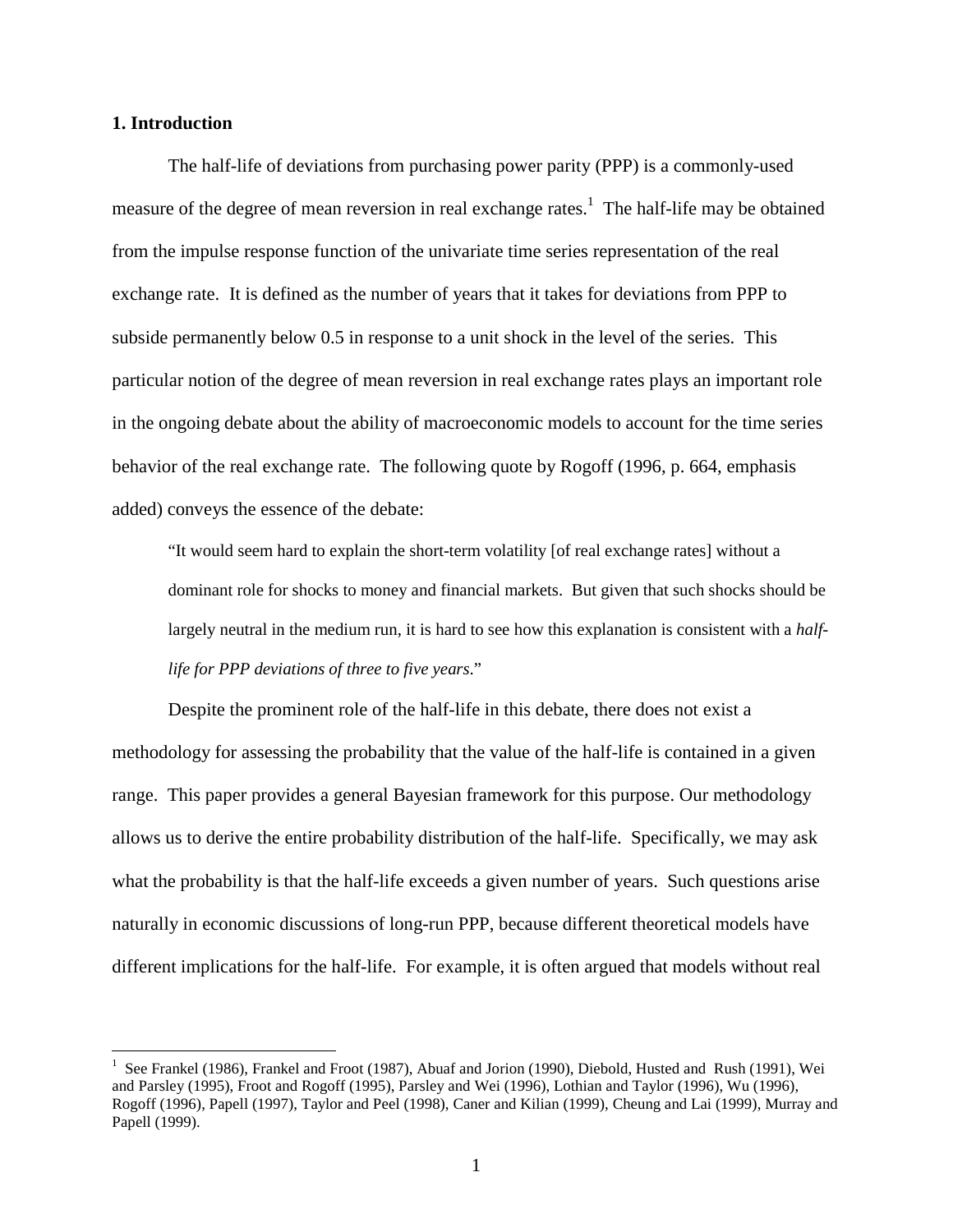## 1. Introduction

The half-life of deviations from purchasing power parity (PPP) is a commonly-used measure of the degree of mean reversion in real exchange rates.[1] The half-life may be obtained from the impulse response function of the univariate time series representation of the real exchange rate. It is defined as the number of years that it takes for deviations from PPP to subside permanently below 0.5 in response to a unit shock in the level of the series. This particular notion of the degree of mean reversion in real exchange rates plays an important role in the ongoing debate about the ability of macroeconomic models to account for the time series behavior of the real exchange rate. The following quote by Rogoff (1996, p. 664, emphasis added) conveys the essence of the debate:

> "It would seem hard to explain the short-term volatility [of real exchange rates] without a dominant role for shocks to money and financial markets. But given that such shocks should be largely neutral in the medium run, it is hard to see how this explanation is consistent with a *half-life for PPP deviations of three to five years*."

Despite the prominent role of the half-life in this debate, there does not exist a methodology for assessing the probability that the value of the half-life is contained in a given range. This paper provides a general Bayesian framework for this purpose. Our methodology allows us to derive the entire probability distribution of the half-life. Specifically, we may ask what the probability is that the half-life exceeds a given number of years. Such questions arise naturally in economic discussions of long-run PPP, because different theoretical models have different implications for the half-life. For example, it is often argued that models without real

[1] See Frankel (1986), Frankel and Froot (1987), Abuaf and Jorion (1990), Diebold, Husted and Rush (1991), Wei and Parsley (1995), Froot and Rogoff (1995), Parsley and Wei (1996), Lothian and Taylor (1996), Wu (1996), Rogoff (1996), Papell (1997), Taylor and Peel (1998), Caner and Kilian (1999), Cheung and Lai (1999), Murray and Papell (1999).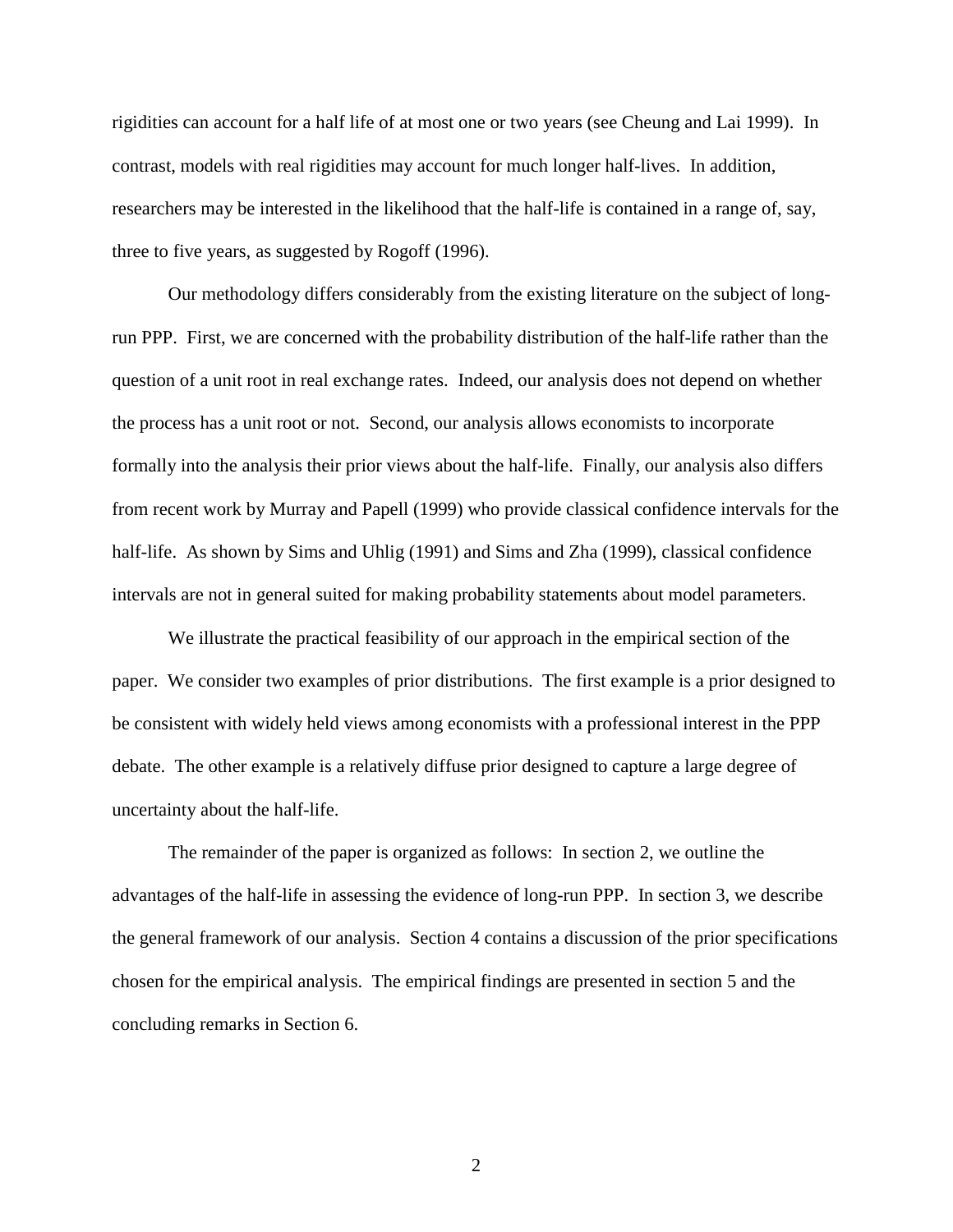rigidities can account for a half life of at most one or two years (see Cheung and Lai 1999). In contrast, models with real rigidities may account for much longer half-lives. In addition, researchers may be interested in the likelihood that the half-life is contained in a range of, say, three to five years, as suggested by Rogoff (1996).

Our methodology differs considerably from the existing literature on the subject of long-run PPP. First, we are concerned with the probability distribution of the half-life rather than the question of a unit root in real exchange rates. Indeed, our analysis does not depend on whether the process has a unit root or not. Second, our analysis allows economists to incorporate formally into the analysis their prior views about the half-life. Finally, our analysis also differs from recent work by Murray and Papell (1999) who provide classical confidence intervals for the half-life. As shown by Sims and Uhlig (1991) and Sims and Zha (1999), classical confidence intervals are not in general suited for making probability statements about model parameters.

We illustrate the practical feasibility of our approach in the empirical section of the paper. We consider two examples of prior distributions. The first example is a prior designed to be consistent with widely held views among economists with a professional interest in the PPP debate. The other example is a relatively diffuse prior designed to capture a large degree of uncertainty about the half-life.

The remainder of the paper is organized as follows: In section 2, we outline the advantages of the half-life in assessing the evidence of long-run PPP. In section 3, we describe the general framework of our analysis. Section 4 contains a discussion of the prior specifications chosen for the empirical analysis. The empirical findings are presented in section 5 and the concluding remarks in Section 6.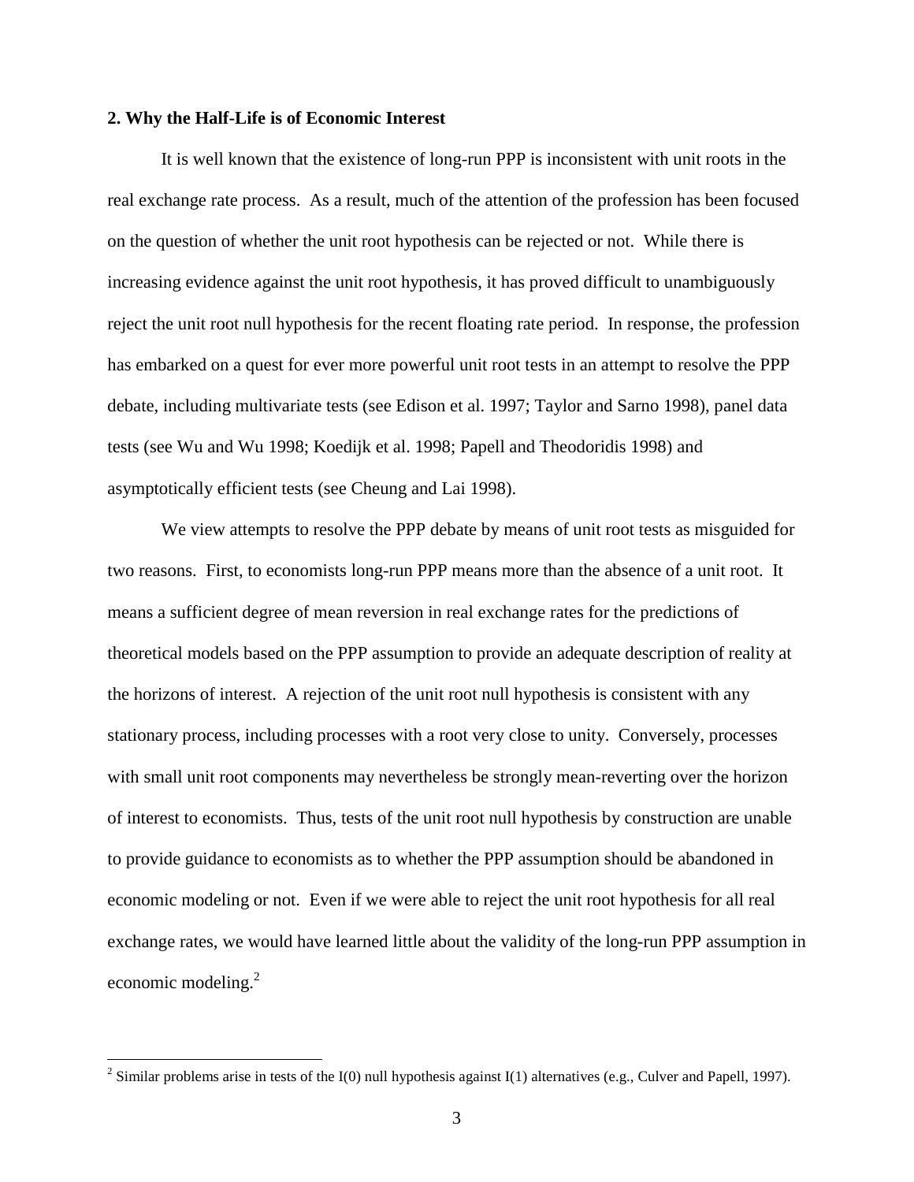## 2. Why the Half-Life is of Economic Interest

It is well known that the existence of long-run PPP is inconsistent with unit roots in the real exchange rate process. As a result, much of the attention of the profession has been focused on the question of whether the unit root hypothesis can be rejected or not. While there is increasing evidence against the unit root hypothesis, it has proved difficult to unambiguously reject the unit root null hypothesis for the recent floating rate period. In response, the profession has embarked on a quest for ever more powerful unit root tests in an attempt to resolve the PPP debate, including multivariate tests (see Edison et al. 1997; Taylor and Sarno 1998), panel data tests (see Wu and Wu 1998; Koedijk et al. 1998; Papell and Theodoridis 1998) and asymptotically efficient tests (see Cheung and Lai 1998).

We view attempts to resolve the PPP debate by means of unit root tests as misguided for two reasons. First, to economists long-run PPP means more than the absence of a unit root. It means a sufficient degree of mean reversion in real exchange rates for the predictions of theoretical models based on the PPP assumption to provide an adequate description of reality at the horizons of interest. A rejection of the unit root null hypothesis is consistent with any stationary process, including processes with a root very close to unity. Conversely, processes with small unit root components may nevertheless be strongly mean-reverting over the horizon of interest to economists. Thus, tests of the unit root null hypothesis by construction are unable to provide guidance to economists as to whether the PPP assumption should be abandoned in economic modeling or not. Even if we were able to reject the unit root hypothesis for all real exchange rates, we would have learned little about the validity of the long-run PPP assumption in economic modeling.[2]

[2] Similar problems arise in tests of the I(0) null hypothesis against I(1) alternatives (e.g., Culver and Papell, 1997).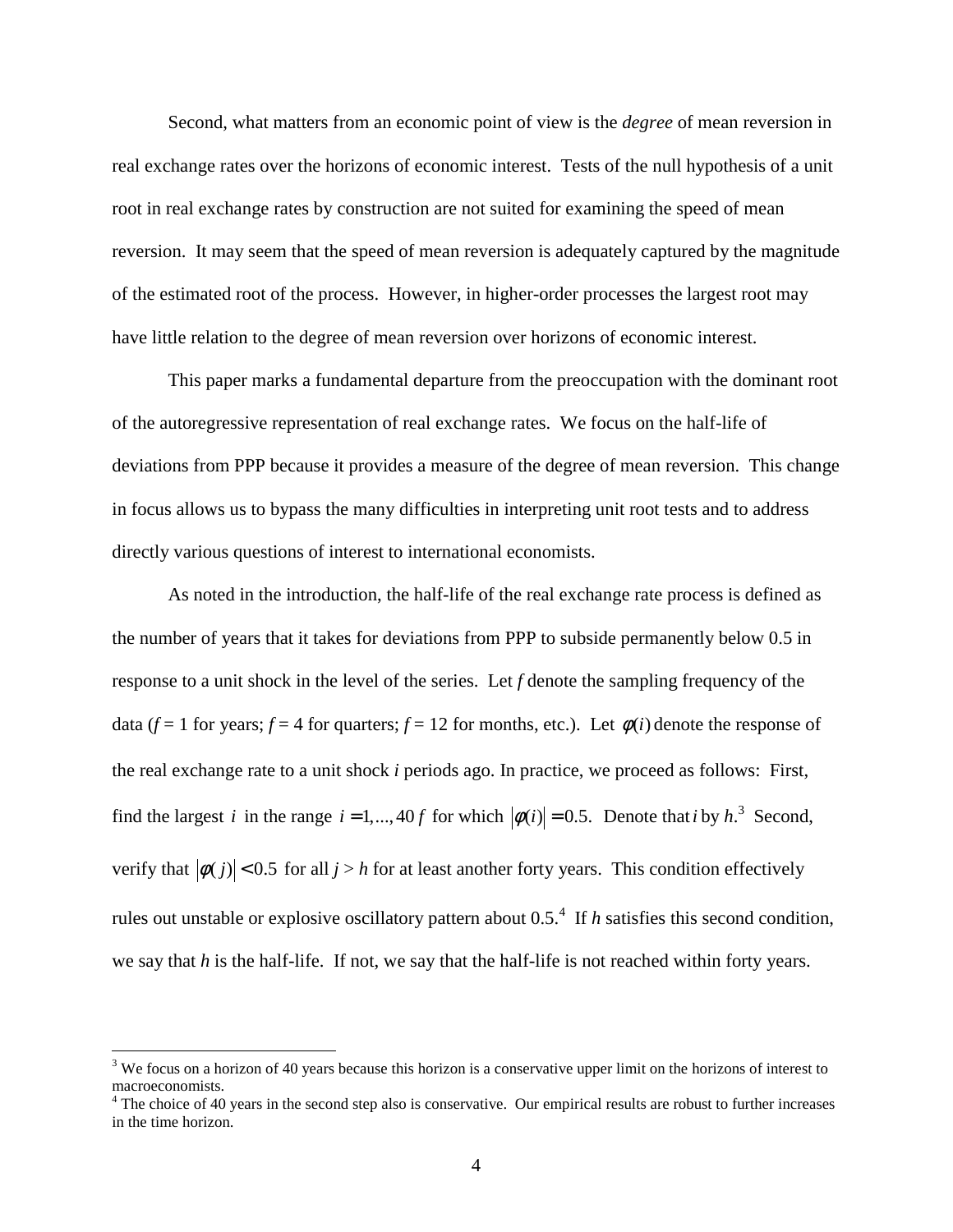Second, what matters from an economic point of view is the *degree* of mean reversion in real exchange rates over the horizons of economic interest. Tests of the null hypothesis of a unit root in real exchange rates by construction are not suited for examining the speed of mean reversion. It may seem that the speed of mean reversion is adequately captured by the magnitude of the estimated root of the process. However, in higher-order processes the largest root may have little relation to the degree of mean reversion over horizons of economic interest.

This paper marks a fundamental departure from the preoccupation with the dominant root of the autoregressive representation of real exchange rates. We focus on the half-life of deviations from PPP because it provides a measure of the degree of mean reversion. This change in focus allows us to bypass the many difficulties in interpreting unit root tests and to address directly various questions of interest to international economists.

As noted in the introduction, the half-life of the real exchange rate process is defined as the number of years that it takes for deviations from PPP to subside permanently below 0.5 in response to a unit shock in the level of the series. Let $f$ denote the sampling frequency of the data ($f = 1$ for years; $f = 4$ for quarters; $f = 12$ for months, etc.). Let $\phi(i)$ denote the response of the real exchange rate to a unit shock $i$ periods ago. In practice, we proceed as follows: First, find the largest $i$ in the range $i = 1, ..., 40f$ for which $|\phi(i)| = 0.5$. Denote that $i$ by $h$.[3] Second, verify that $|\phi(j)| < 0.5$ for all $j > h$ for at least another forty years. This condition effectively rules out unstable or explosive oscillatory pattern about 0.5.[4] If $h$ satisfies this second condition, we say that $h$ is the half-life. If not, we say that the half-life is not reached within forty years.

---

[3] We focus on a horizon of 40 years because this horizon is a conservative upper limit on the horizons of interest to macroeconomists.

[4] The choice of 40 years in the second step also is conservative. Our empirical results are robust to further increases in the time horizon.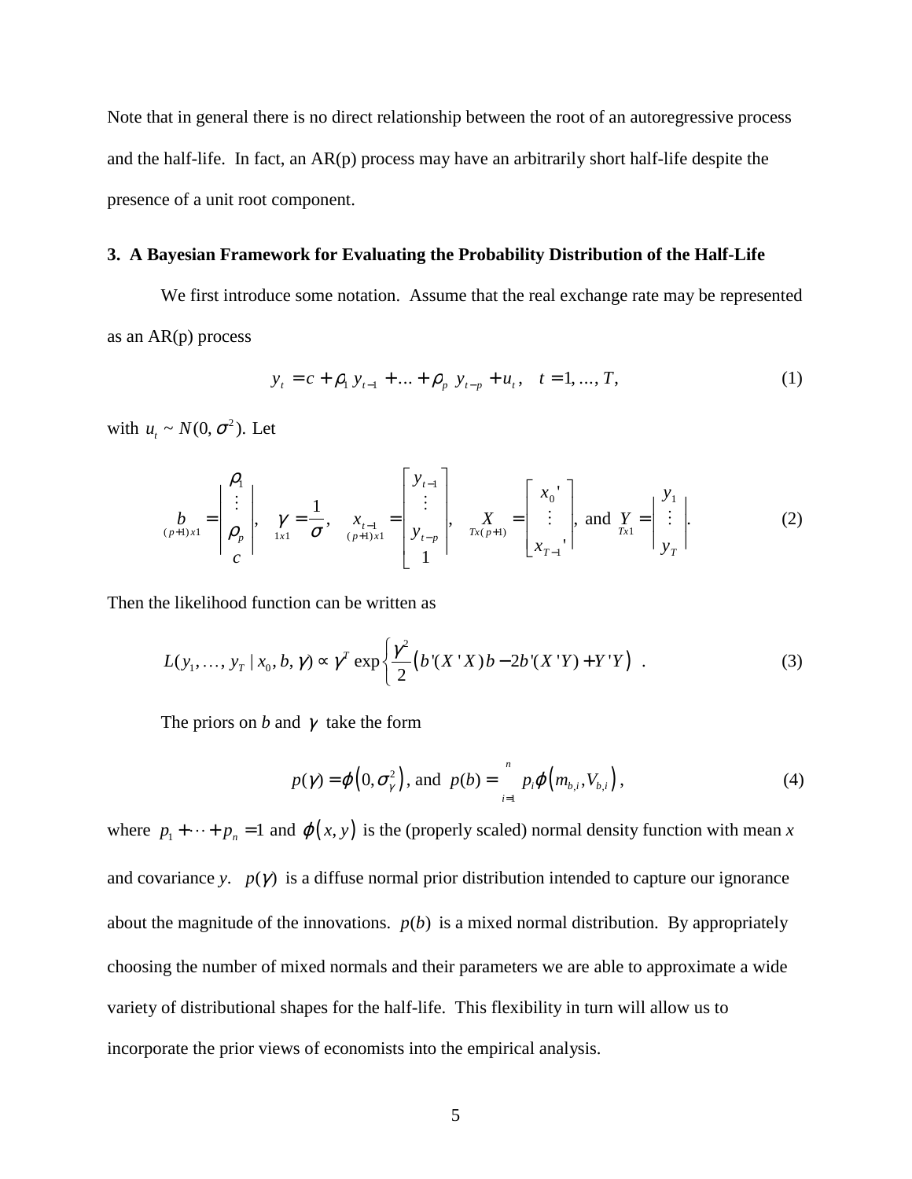Note that in general there is no direct relationship between the root of an autoregressive process and the half-life. In fact, an AR(p) process may have an arbitrarily short half-life despite the presence of a unit root component.

### 3. A Bayesian Framework for Evaluating the Probability Distribution of the Half-Life

We first introduce some notation. Assume that the real exchange rate may be represented as an AR(p) process

$$y_t = c + \rho_1 y_{t-1} + \ldots + \rho_p\ y_{t-p} + u_t, \quad t = 1, \ldots, T, \tag{1}$$

with $u_t \sim N(0, \sigma^2)$. Let

$$\underset{(p+1)x1}{b} = \begin{vmatrix} \rho_1 \\ \vdots \\ \rho_p \\ c \end{vmatrix}, \quad \underset{1x1}{\gamma} = \frac{1}{\sigma}, \quad \underset{(p+1)x1}{x_{t-1}} = \begin{bmatrix} y_{t-1} \\ \vdots \\ y_{t-p} \\ 1 \end{bmatrix}, \quad \underset{Tx(p+1)}{X} = \begin{bmatrix} x_0{}' \\ \vdots \\ x_{T-1}{}' \end{bmatrix}, \text{ and } \underset{Tx1}{Y} = \begin{vmatrix} y_1 \\ \vdots \\ y_T \end{vmatrix}. \tag{2}$$

Then the likelihood function can be written as

$$L(y_1, \ldots, y_T \mid x_0, b, \gamma) \propto \gamma^T \exp\left\{\frac{\gamma^2}{2}\left(b'(X'X)b - 2b'(X'Y) + Y'Y\right)\right\}. \tag{3}$$

The priors on $b$ and $\gamma$ take the form

$$p(\gamma) = \phi\left(0, \sigma_\gamma^2\right), \text{ and } p(b) = \sum_{i=1}^{n} p_i \phi\left(m_{b,i}, V_{b,i}\right), \tag{4}$$

where $p_1 + \cdots + p_n = 1$ and $\phi(x, y)$ is the (properly scaled) normal density function with mean $x$ and covariance $y$. $p(\gamma)$ is a diffuse normal prior distribution intended to capture our ignorance about the magnitude of the innovations. $p(b)$ is a mixed normal distribution. By appropriately choosing the number of mixed normals and their parameters we are able to approximate a wide variety of distributional shapes for the half-life. This flexibility in turn will allow us to incorporate the prior views of economists into the empirical analysis.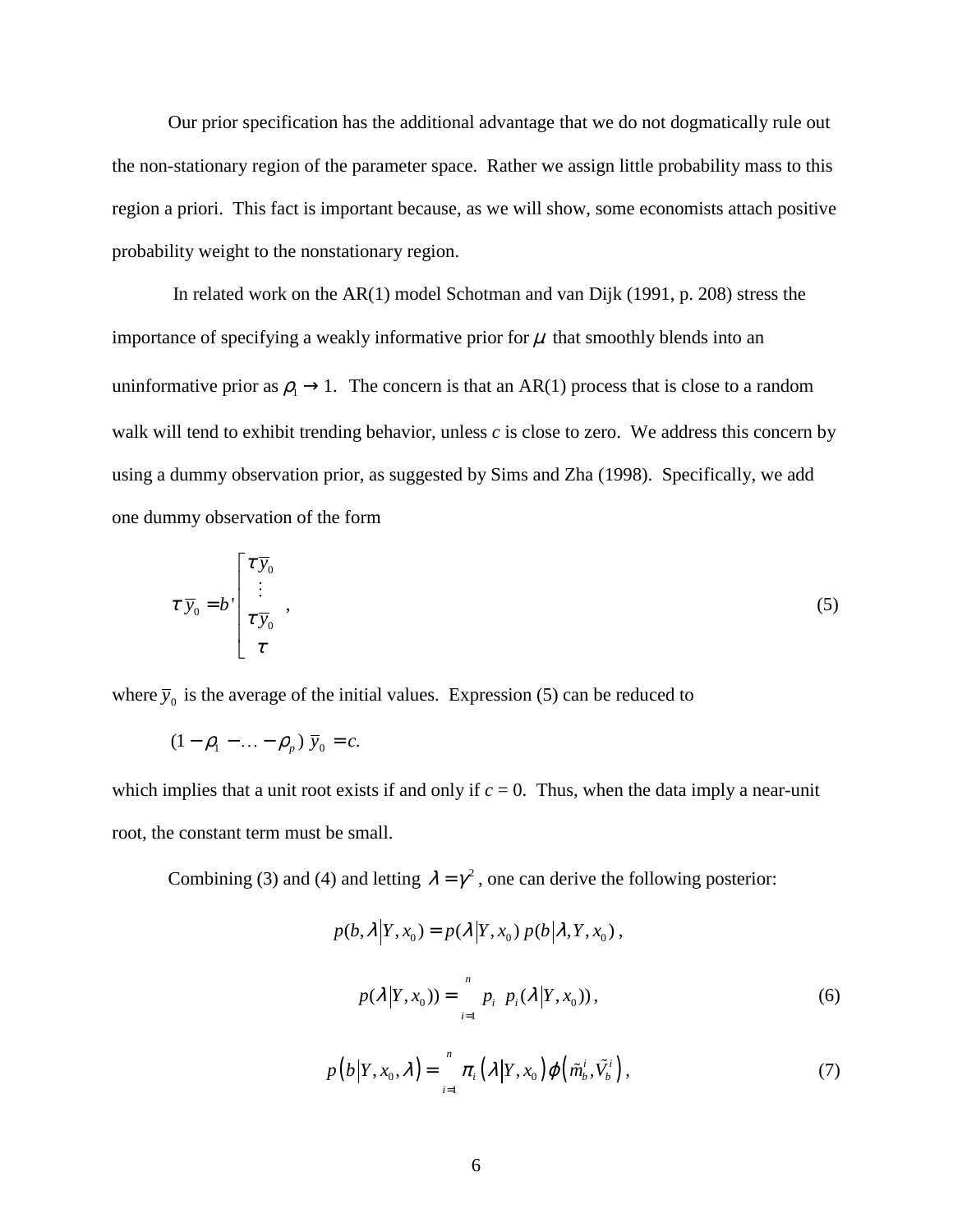Our prior specification has the additional advantage that we do not dogmatically rule out the non-stationary region of the parameter space. Rather we assign little probability mass to this region a priori. This fact is important because, as we will show, some economists attach positive probability weight to the nonstationary region.

In related work on the AR(1) model Schotman and van Dijk (1991, p. 208) stress the importance of specifying a weakly informative prior for $\mu$ that smoothly blends into an uninformative prior as $\rho_1 \to 1$. The concern is that an AR(1) process that is close to a random walk will tend to exhibit trending behavior, unless *c* is close to zero. We address this concern by using a dummy observation prior, as suggested by Sims and Zha (1998). Specifically, we add one dummy observation of the form

$$\tau \bar{y}_0 = b' \begin{bmatrix} \tau \bar{y}_0 \\ \vdots \\ \tau \bar{y}_0 \\ \tau \end{bmatrix}, \tag{5}$$

where $\bar{y}_0$ is the average of the initial values. Expression (5) can be reduced to

$$(1 - \rho_1 - \ldots - \rho_p)\, \bar{y}_0 = c.$$

which implies that a unit root exists if and only if $c = 0$. Thus, when the data imply a near-unit root, the constant term must be small.

Combining (3) and (4) and letting $\lambda = \gamma^2$, one can derive the following posterior:

$$p(b, \lambda \big| Y, x_0) = p(\lambda \big| Y, x_0)\, p(b \big| \lambda, Y, x_0),$$

$$p(\lambda \big| Y, x_0)) = \sum_{i=1}^{n} p_i \;\; p_i(\lambda \big| Y, x_0)), \tag{6}$$

$$p\left(b \big| Y, x_0, \lambda\right) = \sum_{i=1}^{n} \pi_i \left(\lambda \big| Y, x_0\right) \phi\left(\tilde{m}_b^i, \tilde{V}_b^i\right), \tag{7}$$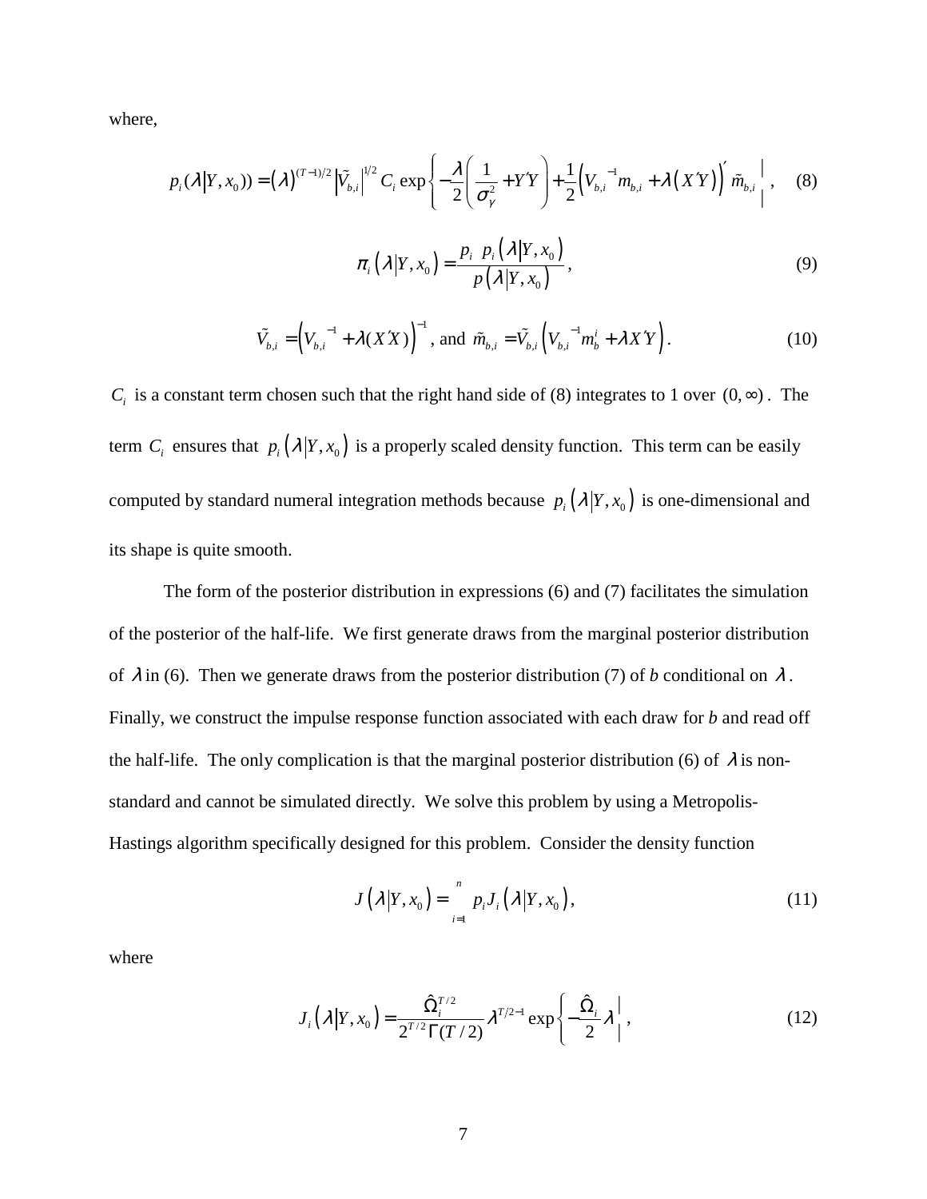where,

$$p_i(\lambda|Y, x_0)) = (\lambda)^{(T-1)/2} \left|\tilde{V}_{b,i}\right|^{1/2} C_i \exp\left\{-\frac{\lambda}{2}\left(\frac{1}{\sigma_Y^2} + Y'Y\right) + \frac{1}{2}\left(V_{b,i}{}^{-1} m_{b,i} + \lambda\left(X'Y\right)\right)' \tilde{m}_{b,i}\right\}, \quad (8)$$

$$\pi_i\left(\lambda|Y, x_0\right) = \frac{p_i \; p_i\left(\lambda|Y, x_0\right)}{p\left(\lambda|Y, x_0\right)}, \quad (9)$$

$$\tilde{V}_{b,i} = \left(V_{b,i}{}^{-1} + \lambda(X'X)\right)^{-1}, \text{ and } \tilde{m}_{b,i} = \tilde{V}_{b,i}\left(V_{b,i}{}^{-1} m_b^i + \lambda X'Y\right). \quad (10)$$

$C_i$ is a constant term chosen such that the right hand side of (8) integrates to 1 over $(0, \infty)$. The term $C_i$ ensures that $p_i\left(\lambda|Y, x_0\right)$ is a properly scaled density function. This term can be easily computed by standard numeral integration methods because $p_i\left(\lambda|Y, x_0\right)$ is one-dimensional and its shape is quite smooth.

The form of the posterior distribution in expressions (6) and (7) facilitates the simulation of the posterior of the half-life. We first generate draws from the marginal posterior distribution of $\lambda$ in (6). Then we generate draws from the posterior distribution (7) of *b* conditional on $\lambda$. Finally, we construct the impulse response function associated with each draw for *b* and read off the half-life. The only complication is that the marginal posterior distribution (6) of $\lambda$ is non-standard and cannot be simulated directly. We solve this problem by using a Metropolis-Hastings algorithm specifically designed for this problem. Consider the density function

$$J\left(\lambda|Y, x_0\right) = \sum_{i=1}^{n} p_i J_i\left(\lambda|Y, x_0\right), \quad (11)$$

where

$$J_i\left(\lambda|Y, x_0\right) = \frac{\hat{\Omega}_i^{T/2}}{2^{T/2}\Gamma(T/2)} \lambda^{T/2-1} \exp\left\{-\frac{\hat{\Omega}_i}{2}\lambda\right\}, \quad (12)$$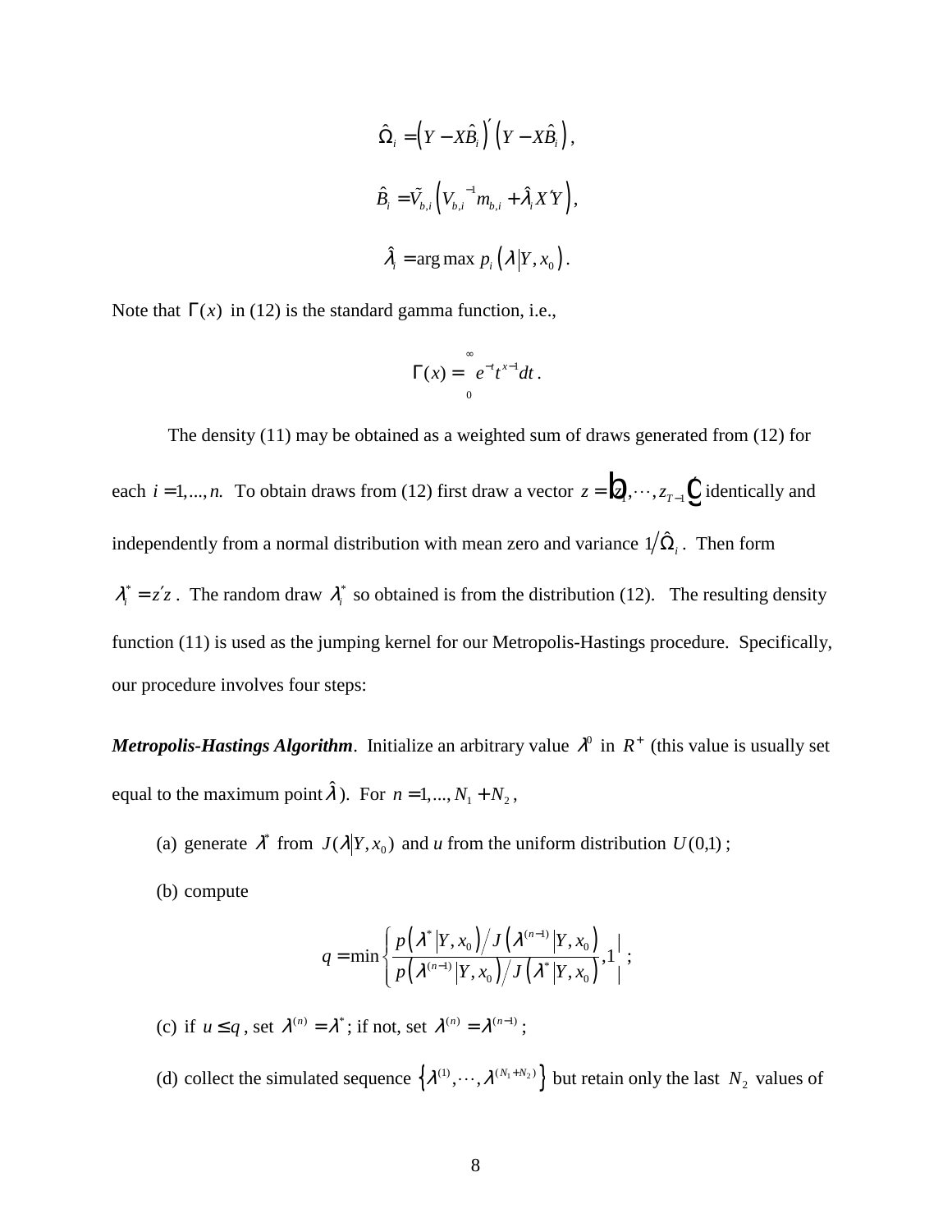$$\hat{\Omega}_i = \left(Y - X\hat{B}_i\right)' \left(Y - X\hat{B}_i\right),$$

$$\hat{B}_i = \tilde{V}_{b,i} \left(V_{b,i}^{-1} m_{b,i} + \hat{\lambda}_i X'Y\right),$$

$$\hat{\lambda}_i = \arg\max p_i \left(\lambda \middle| Y, x_0\right).$$

Note that $\Gamma(x)$ in (12) is the standard gamma function, i.e.,

$$\Gamma(x) = \int_0^\infty e^{-t} t^{x-1} dt.$$

The density (11) may be obtained as a weighted sum of draws generated from (12) for each $i = 1, ..., n$. To obtain draws from (12) first draw a vector $z = (z_1, \cdots, z_{T-1})'$ identically and independently from a normal distribution with mean zero and variance $1/\hat{\Omega}_i$. Then form $\lambda_i^* = z'z$. The random draw $\lambda_i^*$ so obtained is from the distribution (12). The resulting density function (11) is used as the jumping kernel for our Metropolis-Hastings procedure. Specifically, our procedure involves four steps:

***Metropolis-Hastings Algorithm***. Initialize an arbitrary value $\lambda^0$ in $R^+$ (this value is usually set equal to the maximum point $\hat{\lambda}$). For $n = 1, ..., N_1 + N_2$,

(a) generate $\lambda^*$ from $J(\lambda | Y, x_0)$ and *u* from the uniform distribution $U(0,1)$;

(b) compute

$$q = \min\left\{ \frac{p\left(\lambda^* \middle| Y, x_0\right) \big/ J\left(\lambda^{(n-1)} \middle| Y, x_0\right)}{p\left(\lambda^{(n-1)} \middle| Y, x_0\right) \big/ J\left(\lambda^* \middle| Y, x_0\right)}, 1 \right\};$$

(c) if $u \le q$, set $\lambda^{(n)} = \lambda^*$; if not, set $\lambda^{(n)} = \lambda^{(n-1)}$;

(d) collect the simulated sequence $\left\{\lambda^{(1)}, \cdots, \lambda^{(N_1+N_2)}\right\}$ but retain only the last $N_2$ values of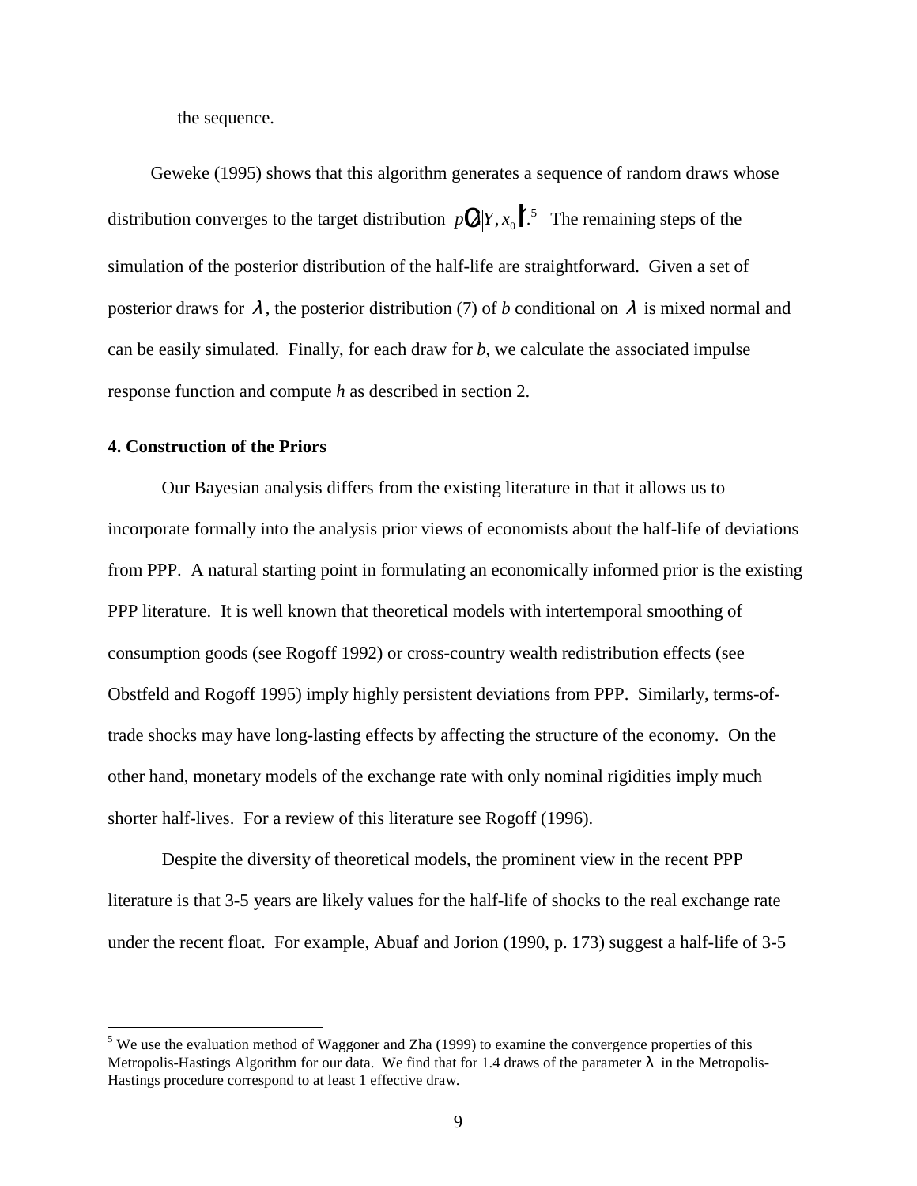the sequence.

Geweke (1995) shows that this algorithm generates a sequence of random draws whose distribution converges to the target distribution $p(\lambda|Y, x_0)$.[5] The remaining steps of the simulation of the posterior distribution of the half-life are straightforward. Given a set of posterior draws for $\lambda$, the posterior distribution (7) of *b* conditional on $\lambda$ is mixed normal and can be easily simulated. Finally, for each draw for *b*, we calculate the associated impulse response function and compute *h* as described in section 2.

## 4. Construction of the Priors

Our Bayesian analysis differs from the existing literature in that it allows us to incorporate formally into the analysis prior views of economists about the half-life of deviations from PPP. A natural starting point in formulating an economically informed prior is the existing PPP literature. It is well known that theoretical models with intertemporal smoothing of consumption goods (see Rogoff 1992) or cross-country wealth redistribution effects (see Obstfeld and Rogoff 1995) imply highly persistent deviations from PPP. Similarly, terms-of-trade shocks may have long-lasting effects by affecting the structure of the economy. On the other hand, monetary models of the exchange rate with only nominal rigidities imply much shorter half-lives. For a review of this literature see Rogoff (1996).

Despite the diversity of theoretical models, the prominent view in the recent PPP literature is that 3-5 years are likely values for the half-life of shocks to the real exchange rate under the recent float. For example, Abuaf and Jorion (1990, p. 173) suggest a half-life of 3-5

[5] We use the evaluation method of Waggoner and Zha (1999) to examine the convergence properties of this Metropolis-Hastings Algorithm for our data. We find that for 1.4 draws of the parameter $\lambda$ in the Metropolis-Hastings procedure correspond to at least 1 effective draw.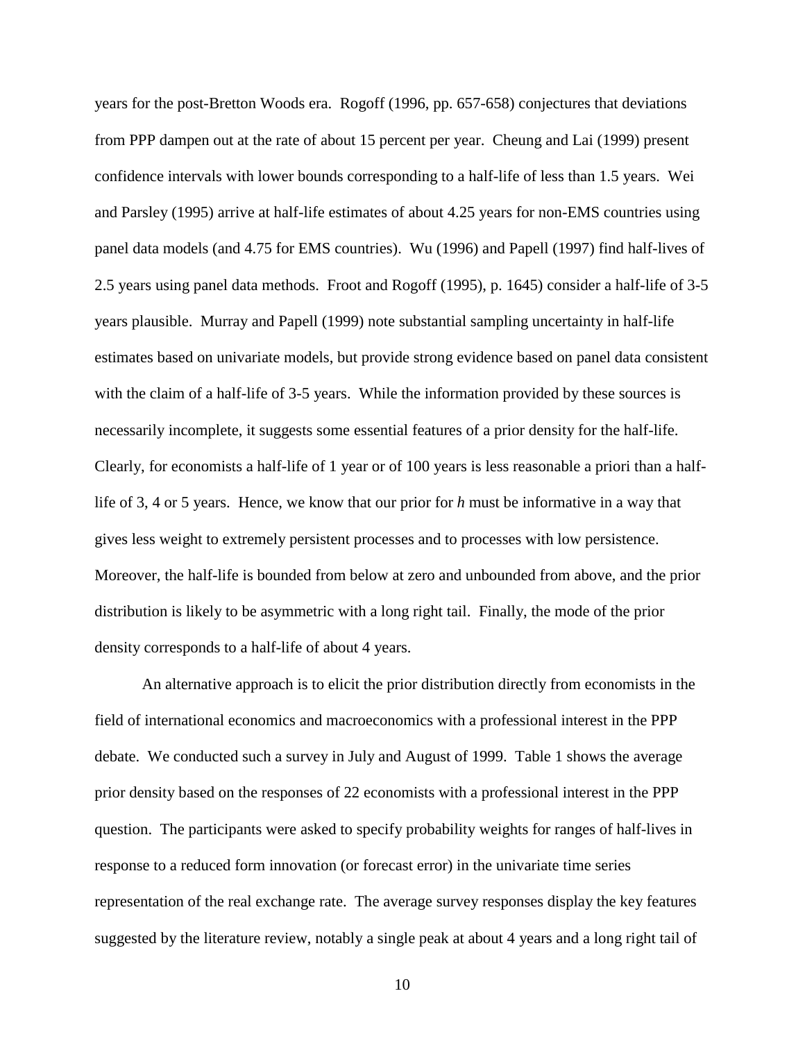years for the post-Bretton Woods era. Rogoff (1996, pp. 657-658) conjectures that deviations from PPP dampen out at the rate of about 15 percent per year. Cheung and Lai (1999) present confidence intervals with lower bounds corresponding to a half-life of less than 1.5 years. Wei and Parsley (1995) arrive at half-life estimates of about 4.25 years for non-EMS countries using panel data models (and 4.75 for EMS countries). Wu (1996) and Papell (1997) find half-lives of 2.5 years using panel data methods. Froot and Rogoff (1995), p. 1645) consider a half-life of 3-5 years plausible. Murray and Papell (1999) note substantial sampling uncertainty in half-life estimates based on univariate models, but provide strong evidence based on panel data consistent with the claim of a half-life of 3-5 years. While the information provided by these sources is necessarily incomplete, it suggests some essential features of a prior density for the half-life. Clearly, for economists a half-life of 1 year or of 100 years is less reasonable a priori than a half-life of 3, 4 or 5 years. Hence, we know that our prior for $h$ must be informative in a way that gives less weight to extremely persistent processes and to processes with low persistence. Moreover, the half-life is bounded from below at zero and unbounded from above, and the prior distribution is likely to be asymmetric with a long right tail. Finally, the mode of the prior density corresponds to a half-life of about 4 years.

An alternative approach is to elicit the prior distribution directly from economists in the field of international economics and macroeconomics with a professional interest in the PPP debate. We conducted such a survey in July and August of 1999. Table 1 shows the average prior density based on the responses of 22 economists with a professional interest in the PPP question. The participants were asked to specify probability weights for ranges of half-lives in response to a reduced form innovation (or forecast error) in the univariate time series representation of the real exchange rate. The average survey responses display the key features suggested by the literature review, notably a single peak at about 4 years and a long right tail of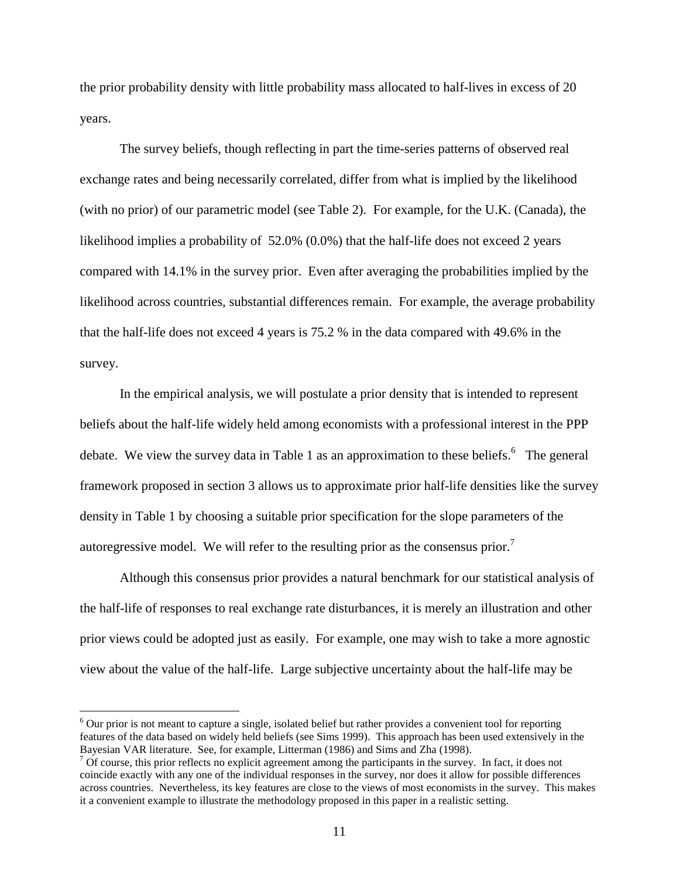the prior probability density with little probability mass allocated to half-lives in excess of 20 years.

The survey beliefs, though reflecting in part the time-series patterns of observed real exchange rates and being necessarily correlated, differ from what is implied by the likelihood (with no prior) of our parametric model (see Table 2). For example, for the U.K. (Canada), the likelihood implies a probability of 52.0% (0.0%) that the half-life does not exceed 2 years compared with 14.1% in the survey prior. Even after averaging the probabilities implied by the likelihood across countries, substantial differences remain. For example, the average probability that the half-life does not exceed 4 years is 75.2 % in the data compared with 49.6% in the survey.

In the empirical analysis, we will postulate a prior density that is intended to represent beliefs about the half-life widely held among economists with a professional interest in the PPP debate. We view the survey data in Table 1 as an approximation to these beliefs.[6] The general framework proposed in section 3 allows us to approximate prior half-life densities like the survey density in Table 1 by choosing a suitable prior specification for the slope parameters of the autoregressive model. We will refer to the resulting prior as the consensus prior.[7]

Although this consensus prior provides a natural benchmark for our statistical analysis of the half-life of responses to real exchange rate disturbances, it is merely an illustration and other prior views could be adopted just as easily. For example, one may wish to take a more agnostic view about the value of the half-life. Large subjective uncertainty about the half-life may be

[6] Our prior is not meant to capture a single, isolated belief but rather provides a convenient tool for reporting features of the data based on widely held beliefs (see Sims 1999). This approach has been used extensively in the Bayesian VAR literature. See, for example, Litterman (1986) and Sims and Zha (1998).

[7] Of course, this prior reflects no explicit agreement among the participants in the survey. In fact, it does not coincide exactly with any one of the individual responses in the survey, nor does it allow for possible differences across countries. Nevertheless, its key features are close to the views of most economists in the survey. This makes it a convenient example to illustrate the methodology proposed in this paper in a realistic setting.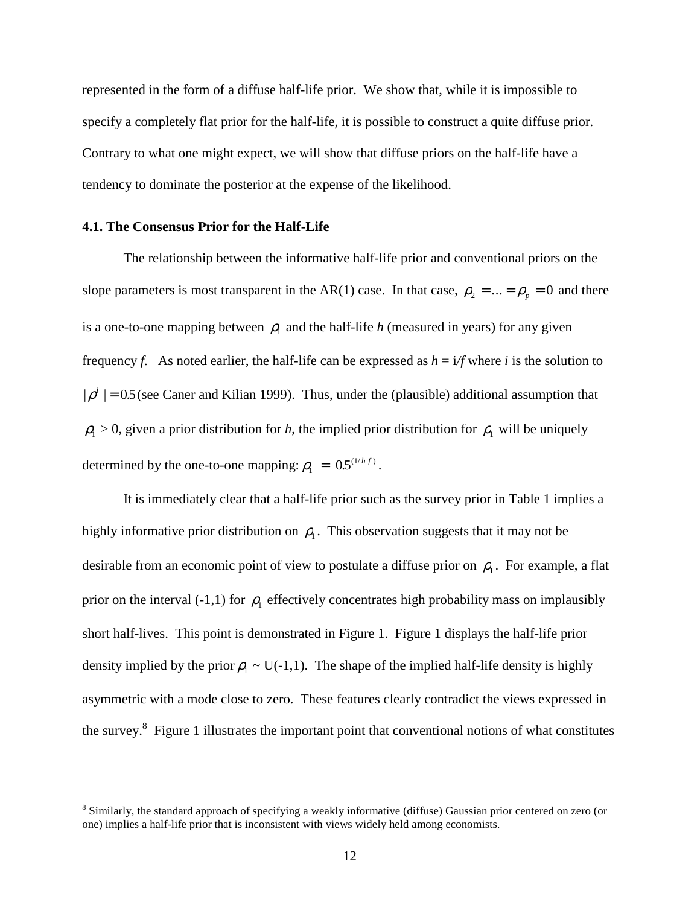represented in the form of a diffuse half-life prior. We show that, while it is impossible to specify a completely flat prior for the half-life, it is possible to construct a quite diffuse prior. Contrary to what one might expect, we will show that diffuse priors on the half-life have a tendency to dominate the posterior at the expense of the likelihood.

### 4.1. The Consensus Prior for the Half-Life

The relationship between the informative half-life prior and conventional priors on the slope parameters is most transparent in the AR(1) case. In that case, $\rho_2 = ... = \rho_p = 0$ and there is a one-to-one mapping between $\rho_1$ and the half-life *h* (measured in years) for any given frequency *f*. As noted earlier, the half-life can be expressed as $h = i/f$ where *i* is the solution to $|\rho^i| = 0.5$ (see Caner and Kilian 1999). Thus, under the (plausible) additional assumption that $\rho_1 > 0$, given a prior distribution for *h*, the implied prior distribution for $\rho_1$ will be uniquely determined by the one-to-one mapping: $\rho_1 = 0.5^{(1/h\,f)}$.

It is immediately clear that a half-life prior such as the survey prior in Table 1 implies a highly informative prior distribution on $\rho_1$. This observation suggests that it may not be desirable from an economic point of view to postulate a diffuse prior on $\rho_1$. For example, a flat prior on the interval (-1,1) for $\rho_1$ effectively concentrates high probability mass on implausibly short half-lives. This point is demonstrated in Figure 1. Figure 1 displays the half-life prior density implied by the prior $\rho_1 \sim U(-1,1)$. The shape of the implied half-life density is highly asymmetric with a mode close to zero. These features clearly contradict the views expressed in the survey.[8] Figure 1 illustrates the important point that conventional notions of what constitutes

[8] Similarly, the standard approach of specifying a weakly informative (diffuse) Gaussian prior centered on zero (or one) implies a half-life prior that is inconsistent with views widely held among economists.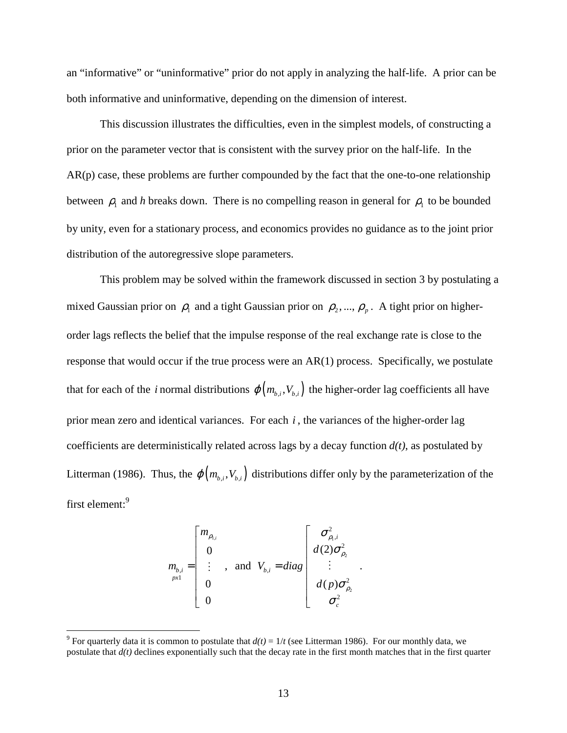an "informative" or "uninformative" prior do not apply in analyzing the half-life. A prior can be both informative and uninformative, depending on the dimension of interest.

This discussion illustrates the difficulties, even in the simplest models, of constructing a prior on the parameter vector that is consistent with the survey prior on the half-life. In the AR(p) case, these problems are further compounded by the fact that the one-to-one relationship between $\rho_1$ and *h* breaks down. There is no compelling reason in general for $\rho_1$ to be bounded by unity, even for a stationary process, and economics provides no guidance as to the joint prior distribution of the autoregressive slope parameters.

This problem may be solved within the framework discussed in section 3 by postulating a mixed Gaussian prior on $\rho_1$ and a tight Gaussian prior on $\rho_2, ..., \rho_p$. A tight prior on higher-order lags reflects the belief that the impulse response of the real exchange rate is close to the response that would occur if the true process were an AR(1) process. Specifically, we postulate that for each of the $i$ normal distributions $\varphi\left(m_{b,i}, V_{b,i}\right)$ the higher-order lag coefficients all have prior mean zero and identical variances. For each $i$, the variances of the higher-order lag coefficients are deterministically related across lags by a decay function *d(t)*, as postulated by Litterman (1986). Thus, the $\varphi\left(m_{b,i}, V_{b,i}\right)$ distributions differ only by the parameterization of the first element:[9]

$$\underset{px1}{m_{b,i}} = \begin{bmatrix} m_{\rho_{1,i}} \\ 0 \\ \vdots \\ 0 \\ 0 \end{bmatrix}, \text{ and } V_{b,i} = diag\begin{bmatrix} \sigma^2_{\rho_1,i} \\ d(2)\sigma^2_{\rho_2} \\ \vdots \\ d(p)\sigma^2_{\rho_2} \\ \sigma^2_c \end{bmatrix}.$$

[9] For quarterly data it is common to postulate that *d(t)* = 1/*t* (see Litterman 1986). For our monthly data, we postulate that *d(t)* declines exponentially such that the decay rate in the first month matches that in the first quarter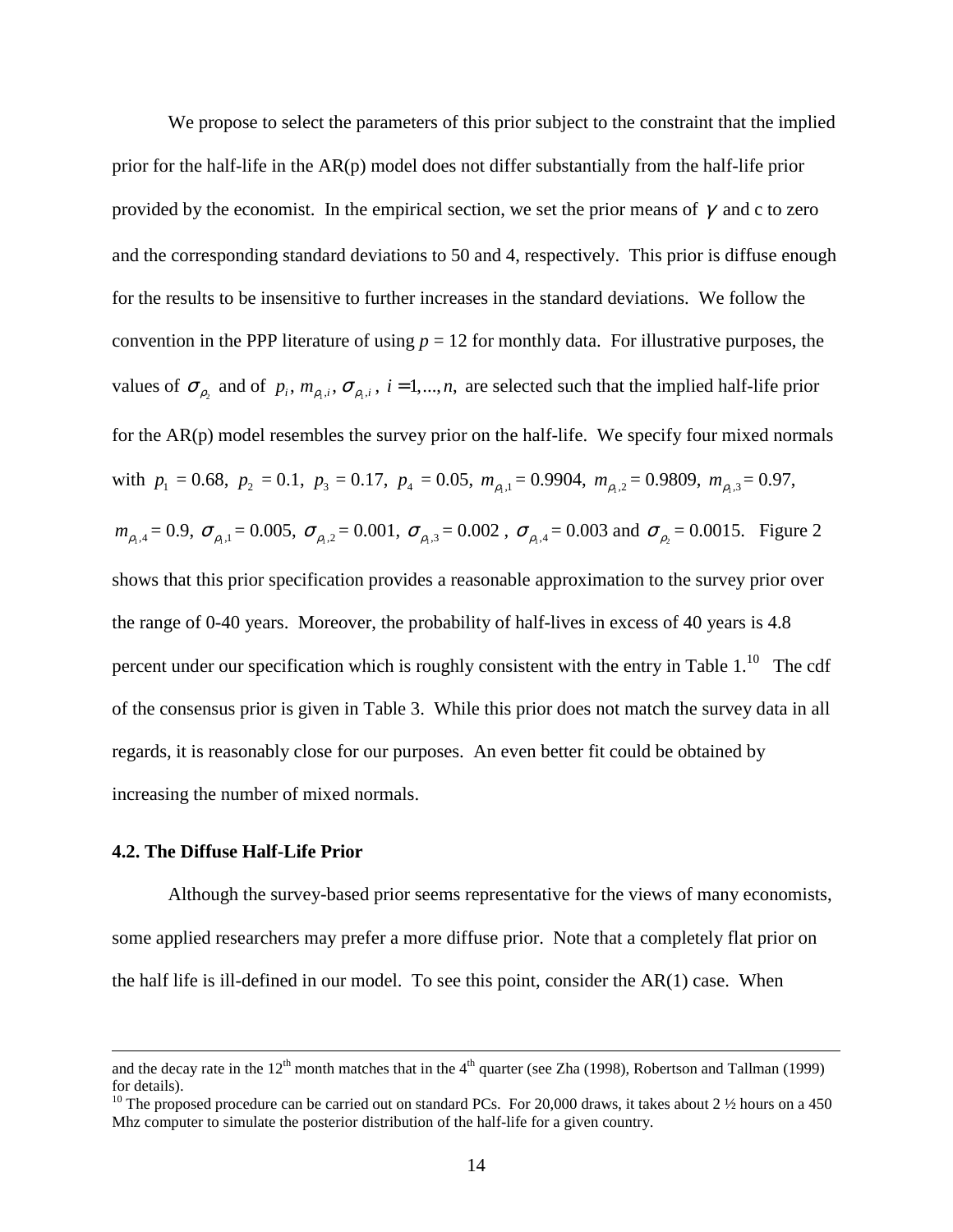We propose to select the parameters of this prior subject to the constraint that the implied prior for the half-life in the AR(p) model does not differ substantially from the half-life prior provided by the economist. In the empirical section, we set the prior means of $\gamma$ and c to zero and the corresponding standard deviations to 50 and 4, respectively. This prior is diffuse enough for the results to be insensitive to further increases in the standard deviations. We follow the convention in the PPP literature of using $p = 12$ for monthly data. For illustrative purposes, the values of $\sigma_{\rho_2}$ and of $p_i$, $m_{\rho_1,i}$, $\sigma_{\rho_1,i}$, $i = 1,...,n$, are selected such that the implied half-life prior for the AR(p) model resembles the survey prior on the half-life. We specify four mixed normals with $p_1 = 0.68$, $p_2 = 0.1$, $p_3 = 0.17$, $p_4 = 0.05$, $m_{\rho_1,1} = 0.9904$, $m_{\rho_1,2} = 0.9809$, $m_{\rho_1,3} = 0.97$, $m_{\rho_1,4} = 0.9$, $\sigma_{\rho_1,1} = 0.005$, $\sigma_{\rho_1,2} = 0.001$, $\sigma_{\rho_1,3} = 0.002$, $\sigma_{\rho_1,4} = 0.003$ and $\sigma_{\rho_2} = 0.0015$. Figure 2 shows that this prior specification provides a reasonable approximation to the survey prior over the range of 0-40 years. Moreover, the probability of half-lives in excess of 40 years is 4.8 percent under our specification which is roughly consistent with the entry in Table 1.[10] The cdf of the consensus prior is given in Table 3. While this prior does not match the survey data in all regards, it is reasonably close for our purposes. An even better fit could be obtained by increasing the number of mixed normals.

### 4.2. The Diffuse Half-Life Prior

Although the survey-based prior seems representative for the views of many economists, some applied researchers may prefer a more diffuse prior. Note that a completely flat prior on the half life is ill-defined in our model. To see this point, consider the AR(1) case. When

---

and the decay rate in the 12[th] month matches that in the 4[th] quarter (see Zha (1998), Robertson and Tallman (1999) for details).

[10] The proposed procedure can be carried out on standard PCs. For 20,000 draws, it takes about 2 ½ hours on a 450 Mhz computer to simulate the posterior distribution of the half-life for a given country.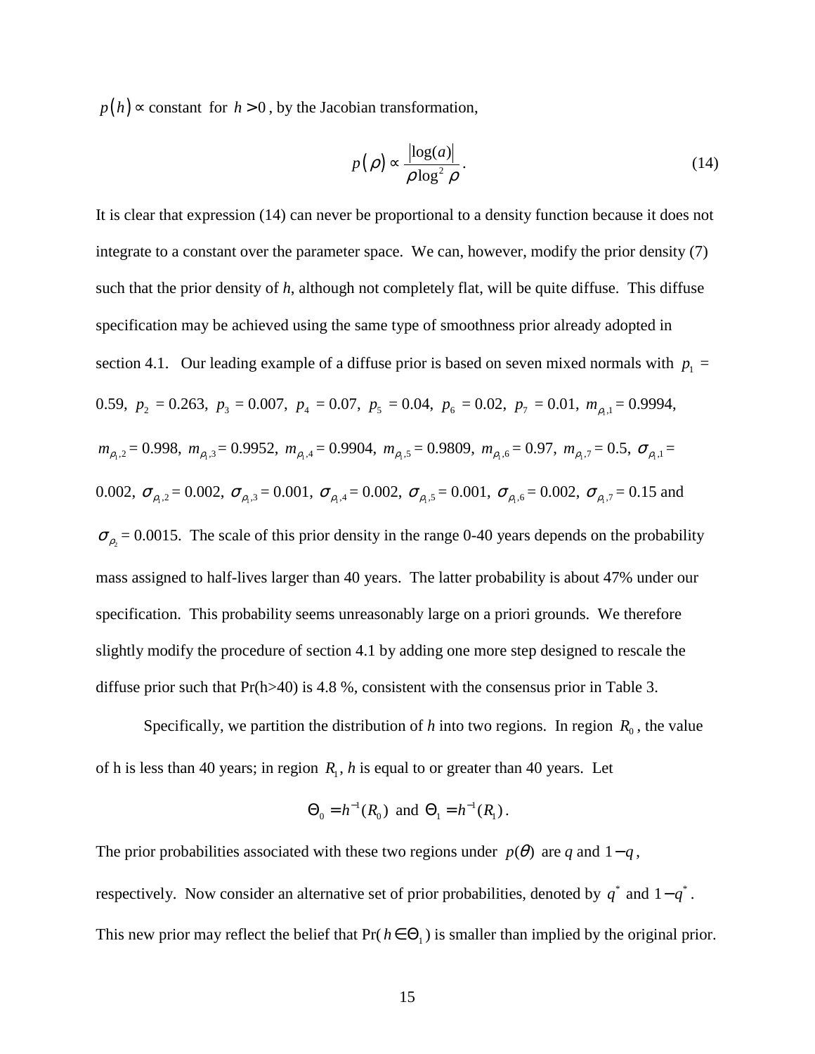$p(h) \propto$ constant for $h > 0$, by the Jacobian transformation,

$$p(\rho) \propto \frac{|\log(a)|}{\rho \log^2 \rho}. \tag{14}$$

It is clear that expression (14) can never be proportional to a density function because it does not integrate to a constant over the parameter space. We can, however, modify the prior density (7) such that the prior density of *h*, although not completely flat, will be quite diffuse. This diffuse specification may be achieved using the same type of smoothness prior already adopted in section 4.1. Our leading example of a diffuse prior is based on seven mixed normals with $p_1$ = 0.59, $p_2$ = 0.263, $p_3$ = 0.007, $p_4$ = 0.07, $p_5$ = 0.04, $p_6$ = 0.02, $p_7$ = 0.01, $m_{\rho_1,1}$ = 0.9994, $m_{\rho_1,2}$ = 0.998, $m_{\rho_1,3}$ = 0.9952, $m_{\rho_1,4}$ = 0.9904, $m_{\rho_1,5}$ = 0.9809, $m_{\rho_1,6}$ = 0.97, $m_{\rho_1,7}$ = 0.5, $\sigma_{\rho_1,1}$ = 0.002, $\sigma_{\rho_1,2}$ = 0.002, $\sigma_{\rho_1,3}$ = 0.001, $\sigma_{\rho_1,4}$ = 0.002, $\sigma_{\rho_1,5}$ = 0.001, $\sigma_{\rho_1,6}$ = 0.002, $\sigma_{\rho_1,7}$ = 0.15 and $\sigma_{\rho_2}$ = 0.0015. The scale of this prior density in the range 0-40 years depends on the probability mass assigned to half-lives larger than 40 years. The latter probability is about 47% under our specification. This probability seems unreasonably large on a priori grounds. We therefore slightly modify the procedure of section 4.1 by adding one more step designed to rescale the diffuse prior such that Pr(h>40) is 4.8 %, consistent with the consensus prior in Table 3.

Specifically, we partition the distribution of *h* into two regions. In region $R_0$, the value of h is less than 40 years; in region $R_1$, *h* is equal to or greater than 40 years. Let

$$\Theta_0 = h^{-1}(R_0) \text{ and } \Theta_1 = h^{-1}(R_1).$$

The prior probabilities associated with these two regions under $p(\theta)$ are *q* and $1-q$, respectively. Now consider an alternative set of prior probabilities, denoted by $q^*$ and $1-q^*$. This new prior may reflect the belief that Pr($h \in \Theta_1$) is smaller than implied by the original prior.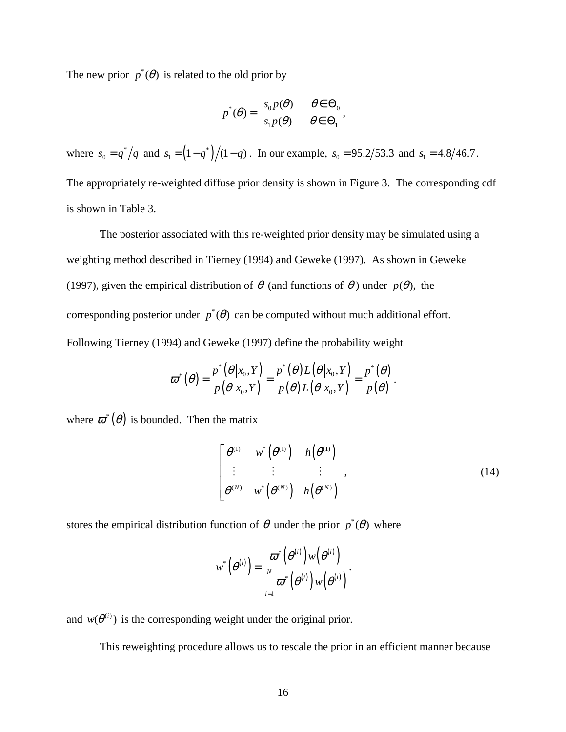The new prior $p^*(\theta)$ is related to the old prior by

$$p^*(\theta) = \begin{cases} s_0 p(\theta) & \theta \in \Theta_0 \\ s_1 p(\theta) & \theta \in \Theta_1 \end{cases},$$

where $s_0 = q^*/q$ and $s_1 = (1-q^*)/(1-q)$. In our example, $s_0 = 95.2/53.3$ and $s_1 = 4.8/46.7$. The appropriately re-weighted diffuse prior density is shown in Figure 3. The corresponding cdf is shown in Table 3.

The posterior associated with this re-weighted prior density may be simulated using a weighting method described in Tierney (1994) and Geweke (1997). As shown in Geweke (1997), given the empirical distribution of $\theta$ (and functions of $\theta$) under $p(\theta)$, the corresponding posterior under $p^*(\theta)$ can be computed without much additional effort. Following Tierney (1994) and Geweke (1997) define the probability weight

$$\varpi^*(\theta) = \frac{p^*(\theta|x_0, Y)}{p(\theta|x_0, Y)} = \frac{p^*(\theta) L(\theta|x_0, Y)}{p(\theta) L(\theta|x_0, Y)} = \frac{p^*(\theta)}{p(\theta)}.$$

where $\varpi^*(\theta)$ is bounded. Then the matrix

$$\begin{bmatrix} \theta^{(1)} & w^*\left(\theta^{(1)}\right) & h\left(\theta^{(1)}\right) \\ \vdots & \vdots & \vdots \\ \theta^{(N)} & w^*\left(\theta^{(N)}\right) & h\left(\theta^{(N)}\right) \end{bmatrix}, \tag{14}$$

stores the empirical distribution function of $\theta$ under the prior $p^*(\theta)$ where

$$w^*\left(\theta^{(i)}\right) = \frac{\varpi^*\left(\theta^{(i)}\right) w\left(\theta^{(i)}\right)}{\sum_{i=1}^{N} \varpi^*\left(\theta^{(i)}\right) w\left(\theta^{(i)}\right)}.$$

and $w(\theta^{(i)})$ is the corresponding weight under the original prior.

This reweighting procedure allows us to rescale the prior in an efficient manner because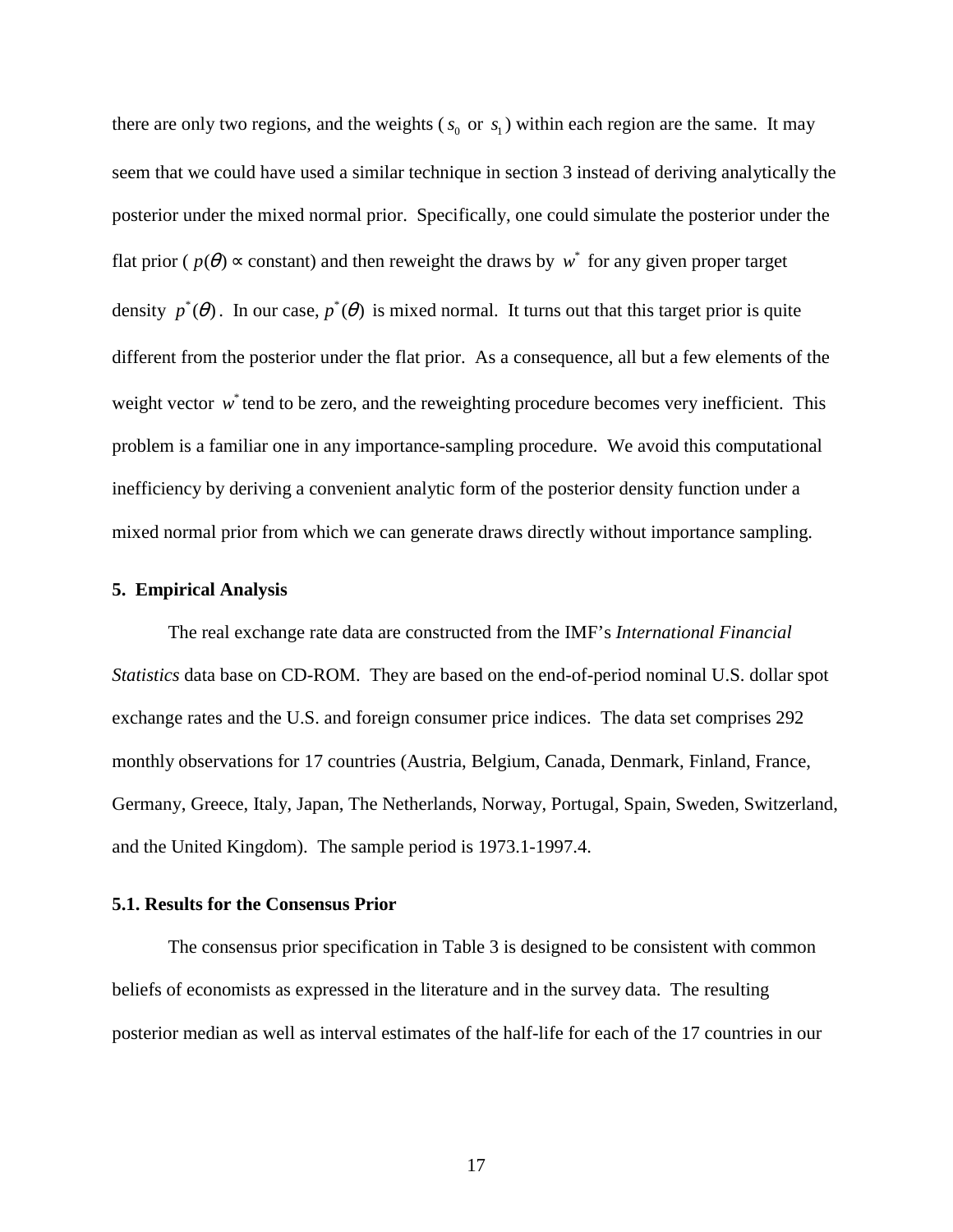there are only two regions, and the weights ($s_0$ or $s_1$) within each region are the same. It may seem that we could have used a similar technique in section 3 instead of deriving analytically the posterior under the mixed normal prior. Specifically, one could simulate the posterior under the flat prior ( $p(\theta) \propto$ constant) and then reweight the draws by $w^*$ for any given proper target density $p^*(\theta)$. In our case, $p^*(\theta)$ is mixed normal. It turns out that this target prior is quite different from the posterior under the flat prior. As a consequence, all but a few elements of the weight vector $w^*$ tend to be zero, and the reweighting procedure becomes very inefficient. This problem is a familiar one in any importance-sampling procedure. We avoid this computational inefficiency by deriving a convenient analytic form of the posterior density function under a mixed normal prior from which we can generate draws directly without importance sampling.

## 5. Empirical Analysis

The real exchange rate data are constructed from the IMF's *International Financial Statistics* data base on CD-ROM. They are based on the end-of-period nominal U.S. dollar spot exchange rates and the U.S. and foreign consumer price indices. The data set comprises 292 monthly observations for 17 countries (Austria, Belgium, Canada, Denmark, Finland, France, Germany, Greece, Italy, Japan, The Netherlands, Norway, Portugal, Spain, Sweden, Switzerland, and the United Kingdom). The sample period is 1973.1-1997.4.

### 5.1. Results for the Consensus Prior

The consensus prior specification in Table 3 is designed to be consistent with common beliefs of economists as expressed in the literature and in the survey data. The resulting posterior median as well as interval estimates of the half-life for each of the 17 countries in our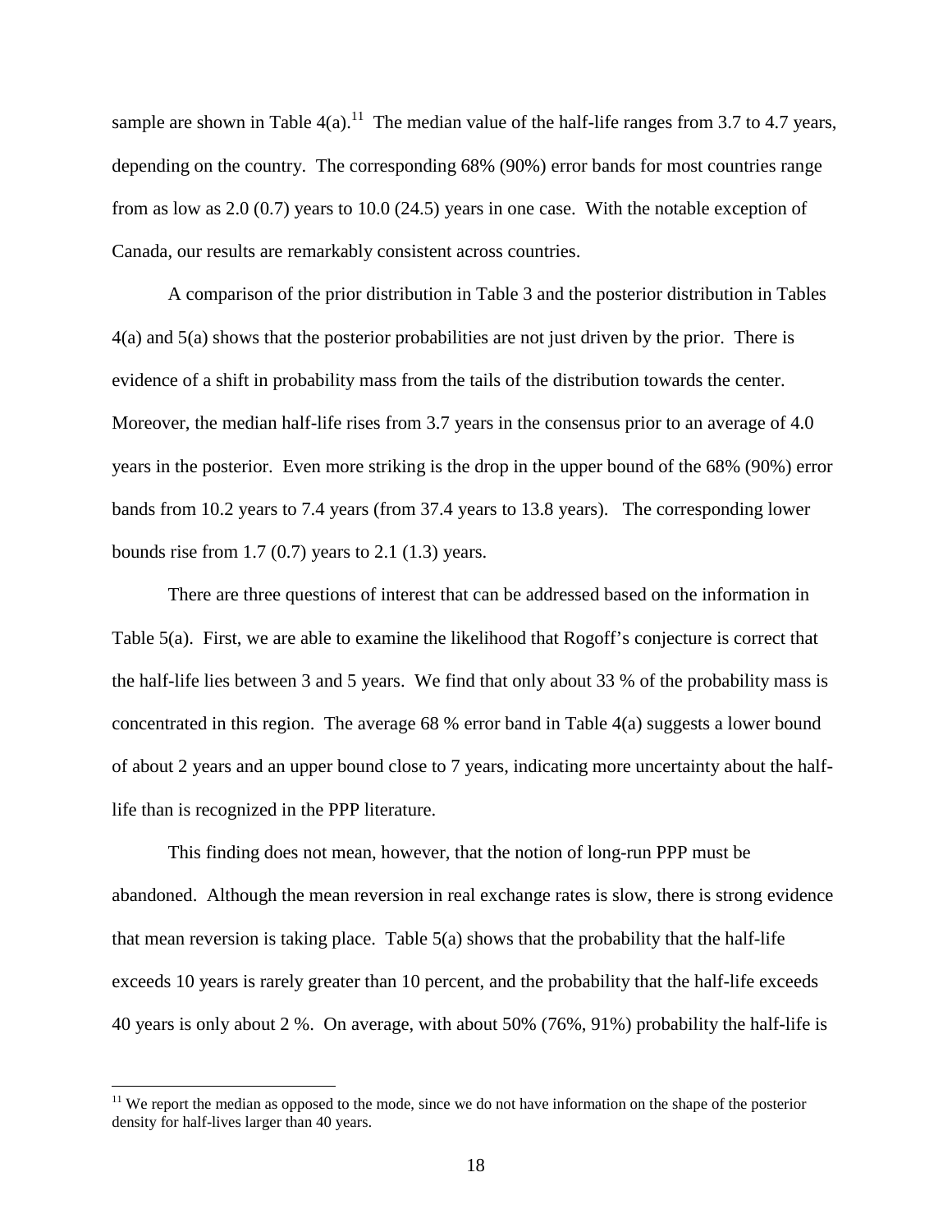sample are shown in Table 4(a).[11] The median value of the half-life ranges from 3.7 to 4.7 years, depending on the country. The corresponding 68% (90%) error bands for most countries range from as low as 2.0 (0.7) years to 10.0 (24.5) years in one case. With the notable exception of Canada, our results are remarkably consistent across countries.

A comparison of the prior distribution in Table 3 and the posterior distribution in Tables 4(a) and 5(a) shows that the posterior probabilities are not just driven by the prior. There is evidence of a shift in probability mass from the tails of the distribution towards the center. Moreover, the median half-life rises from 3.7 years in the consensus prior to an average of 4.0 years in the posterior. Even more striking is the drop in the upper bound of the 68% (90%) error bands from 10.2 years to 7.4 years (from 37.4 years to 13.8 years). The corresponding lower bounds rise from 1.7 (0.7) years to 2.1 (1.3) years.

There are three questions of interest that can be addressed based on the information in Table 5(a). First, we are able to examine the likelihood that Rogoff's conjecture is correct that the half-life lies between 3 and 5 years. We find that only about 33 % of the probability mass is concentrated in this region. The average 68 % error band in Table 4(a) suggests a lower bound of about 2 years and an upper bound close to 7 years, indicating more uncertainty about the half-life than is recognized in the PPP literature.

This finding does not mean, however, that the notion of long-run PPP must be abandoned. Although the mean reversion in real exchange rates is slow, there is strong evidence that mean reversion is taking place. Table 5(a) shows that the probability that the half-life exceeds 10 years is rarely greater than 10 percent, and the probability that the half-life exceeds 40 years is only about 2 %. On average, with about 50% (76%, 91%) probability the half-life is

[11] We report the median as opposed to the mode, since we do not have information on the shape of the posterior density for half-lives larger than 40 years.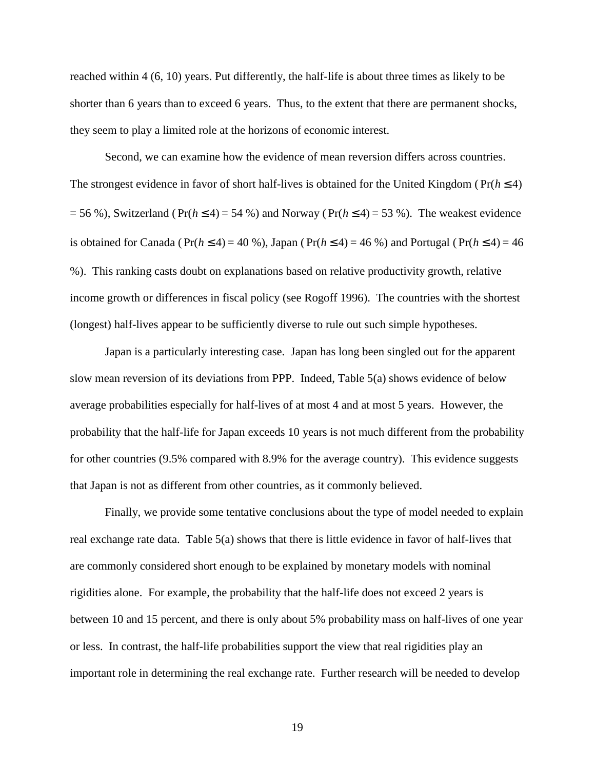reached within 4 (6, 10) years. Put differently, the half-life is about three times as likely to be shorter than 6 years than to exceed 6 years. Thus, to the extent that there are permanent shocks, they seem to play a limited role at the horizons of economic interest.

Second, we can examine how the evidence of mean reversion differs across countries. The strongest evidence in favor of short half-lives is obtained for the United Kingdom ( $\Pr(h \leq 4)$ = 56 %), Switzerland ( $\Pr(h \leq 4)$ = 54 %) and Norway ( $\Pr(h \leq 4)$ = 53 %). The weakest evidence is obtained for Canada ( $\Pr(h \leq 4)$ = 40 %), Japan ( $\Pr(h \leq 4)$ = 46 %) and Portugal ( $\Pr(h \leq 4)$ = 46 %). This ranking casts doubt on explanations based on relative productivity growth, relative income growth or differences in fiscal policy (see Rogoff 1996). The countries with the shortest (longest) half-lives appear to be sufficiently diverse to rule out such simple hypotheses.

Japan is a particularly interesting case. Japan has long been singled out for the apparent slow mean reversion of its deviations from PPP. Indeed, Table 5(a) shows evidence of below average probabilities especially for half-lives of at most 4 and at most 5 years. However, the probability that the half-life for Japan exceeds 10 years is not much different from the probability for other countries (9.5% compared with 8.9% for the average country). This evidence suggests that Japan is not as different from other countries, as it commonly believed.

Finally, we provide some tentative conclusions about the type of model needed to explain real exchange rate data. Table 5(a) shows that there is little evidence in favor of half-lives that are commonly considered short enough to be explained by monetary models with nominal rigidities alone. For example, the probability that the half-life does not exceed 2 years is between 10 and 15 percent, and there is only about 5% probability mass on half-lives of one year or less. In contrast, the half-life probabilities support the view that real rigidities play an important role in determining the real exchange rate. Further research will be needed to develop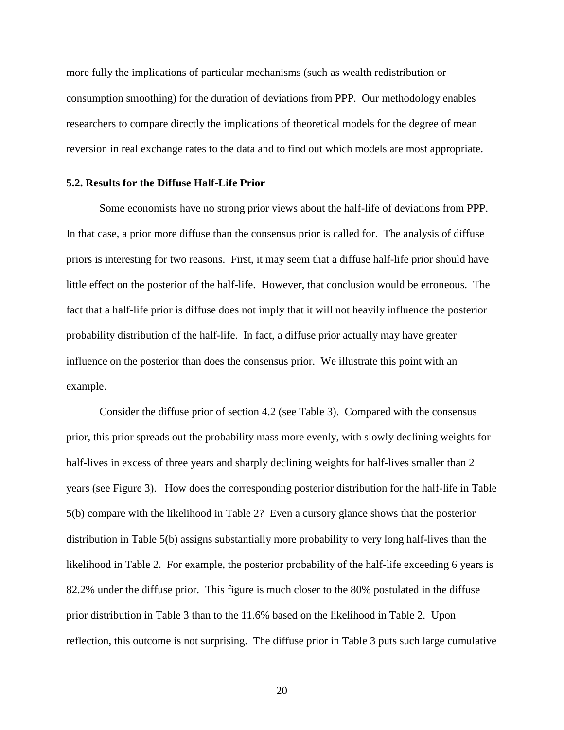more fully the implications of particular mechanisms (such as wealth redistribution or consumption smoothing) for the duration of deviations from PPP. Our methodology enables researchers to compare directly the implications of theoretical models for the degree of mean reversion in real exchange rates to the data and to find out which models are most appropriate.

### 5.2. Results for the Diffuse Half-Life Prior

Some economists have no strong prior views about the half-life of deviations from PPP. In that case, a prior more diffuse than the consensus prior is called for. The analysis of diffuse priors is interesting for two reasons. First, it may seem that a diffuse half-life prior should have little effect on the posterior of the half-life. However, that conclusion would be erroneous. The fact that a half-life prior is diffuse does not imply that it will not heavily influence the posterior probability distribution of the half-life. In fact, a diffuse prior actually may have greater influence on the posterior than does the consensus prior. We illustrate this point with an example.

Consider the diffuse prior of section 4.2 (see Table 3). Compared with the consensus prior, this prior spreads out the probability mass more evenly, with slowly declining weights for half-lives in excess of three years and sharply declining weights for half-lives smaller than 2 years (see Figure 3). How does the corresponding posterior distribution for the half-life in Table 5(b) compare with the likelihood in Table 2? Even a cursory glance shows that the posterior distribution in Table 5(b) assigns substantially more probability to very long half-lives than the likelihood in Table 2. For example, the posterior probability of the half-life exceeding 6 years is 82.2% under the diffuse prior. This figure is much closer to the 80% postulated in the diffuse prior distribution in Table 3 than to the 11.6% based on the likelihood in Table 2. Upon reflection, this outcome is not surprising. The diffuse prior in Table 3 puts such large cumulative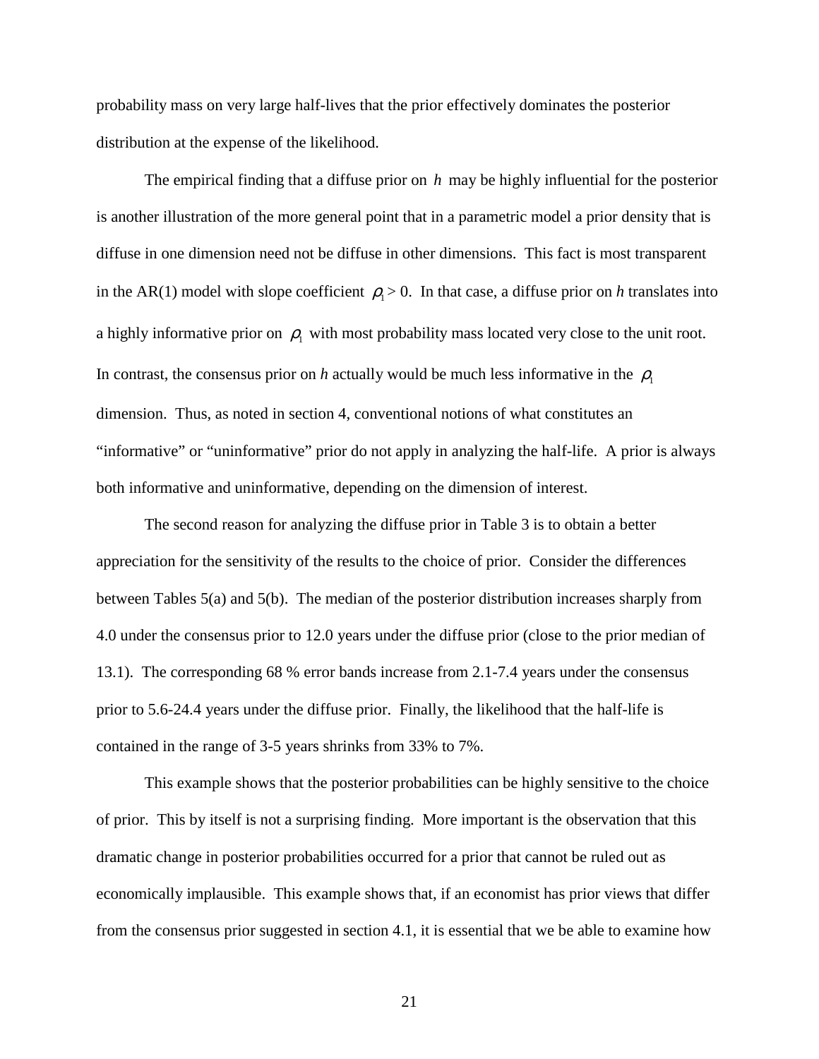probability mass on very large half-lives that the prior effectively dominates the posterior distribution at the expense of the likelihood.

The empirical finding that a diffuse prior on $h$ may be highly influential for the posterior is another illustration of the more general point that in a parametric model a prior density that is diffuse in one dimension need not be diffuse in other dimensions. This fact is most transparent in the AR(1) model with slope coefficient $\rho_1 > 0$. In that case, a diffuse prior on $h$ translates into a highly informative prior on $\rho_1$ with most probability mass located very close to the unit root. In contrast, the consensus prior on $h$ actually would be much less informative in the $\rho_1$ dimension. Thus, as noted in section 4, conventional notions of what constitutes an "informative" or "uninformative" prior do not apply in analyzing the half-life. A prior is always both informative and uninformative, depending on the dimension of interest.

The second reason for analyzing the diffuse prior in Table 3 is to obtain a better appreciation for the sensitivity of the results to the choice of prior. Consider the differences between Tables 5(a) and 5(b). The median of the posterior distribution increases sharply from 4.0 under the consensus prior to 12.0 years under the diffuse prior (close to the prior median of 13.1). The corresponding 68 % error bands increase from 2.1-7.4 years under the consensus prior to 5.6-24.4 years under the diffuse prior. Finally, the likelihood that the half-life is contained in the range of 3-5 years shrinks from 33% to 7%.

This example shows that the posterior probabilities can be highly sensitive to the choice of prior. This by itself is not a surprising finding. More important is the observation that this dramatic change in posterior probabilities occurred for a prior that cannot be ruled out as economically implausible. This example shows that, if an economist has prior views that differ from the consensus prior suggested in section 4.1, it is essential that we be able to examine how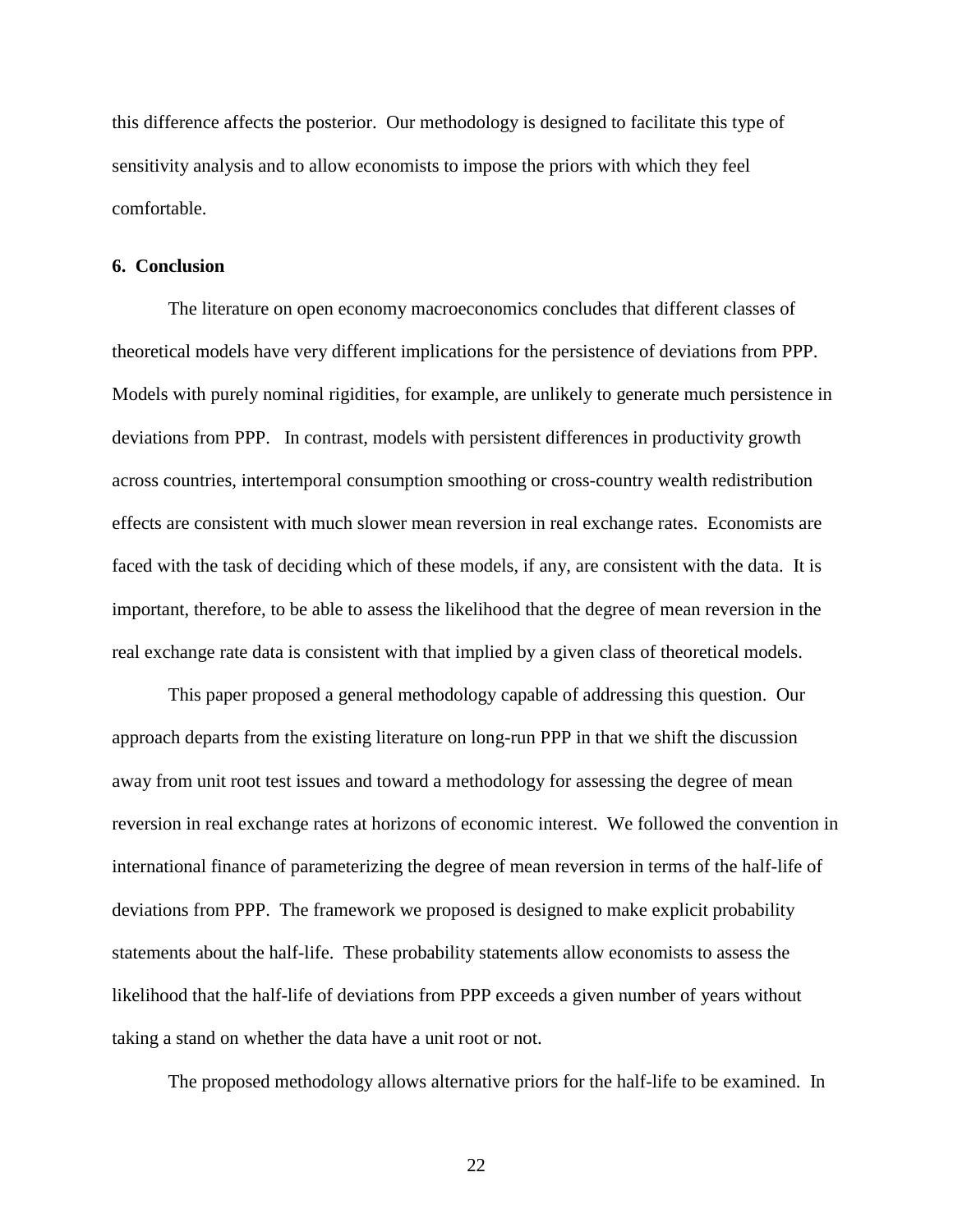this difference affects the posterior. Our methodology is designed to facilitate this type of sensitivity analysis and to allow economists to impose the priors with which they feel comfortable.

## 6. Conclusion

The literature on open economy macroeconomics concludes that different classes of theoretical models have very different implications for the persistence of deviations from PPP. Models with purely nominal rigidities, for example, are unlikely to generate much persistence in deviations from PPP. In contrast, models with persistent differences in productivity growth across countries, intertemporal consumption smoothing or cross-country wealth redistribution effects are consistent with much slower mean reversion in real exchange rates. Economists are faced with the task of deciding which of these models, if any, are consistent with the data. It is important, therefore, to be able to assess the likelihood that the degree of mean reversion in the real exchange rate data is consistent with that implied by a given class of theoretical models.

This paper proposed a general methodology capable of addressing this question. Our approach departs from the existing literature on long-run PPP in that we shift the discussion away from unit root test issues and toward a methodology for assessing the degree of mean reversion in real exchange rates at horizons of economic interest. We followed the convention in international finance of parameterizing the degree of mean reversion in terms of the half-life of deviations from PPP. The framework we proposed is designed to make explicit probability statements about the half-life. These probability statements allow economists to assess the likelihood that the half-life of deviations from PPP exceeds a given number of years without taking a stand on whether the data have a unit root or not.

The proposed methodology allows alternative priors for the half-life to be examined. In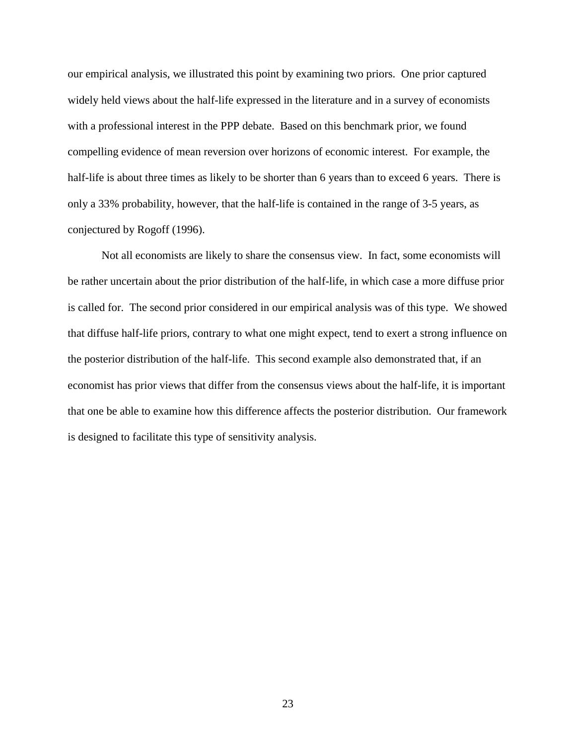our empirical analysis, we illustrated this point by examining two priors. One prior captured widely held views about the half-life expressed in the literature and in a survey of economists with a professional interest in the PPP debate. Based on this benchmark prior, we found compelling evidence of mean reversion over horizons of economic interest. For example, the half-life is about three times as likely to be shorter than 6 years than to exceed 6 years. There is only a 33% probability, however, that the half-life is contained in the range of 3-5 years, as conjectured by Rogoff (1996).

Not all economists are likely to share the consensus view. In fact, some economists will be rather uncertain about the prior distribution of the half-life, in which case a more diffuse prior is called for. The second prior considered in our empirical analysis was of this type. We showed that diffuse half-life priors, contrary to what one might expect, tend to exert a strong influence on the posterior distribution of the half-life. This second example also demonstrated that, if an economist has prior views that differ from the consensus views about the half-life, it is important that one be able to examine how this difference affects the posterior distribution. Our framework is designed to facilitate this type of sensitivity analysis.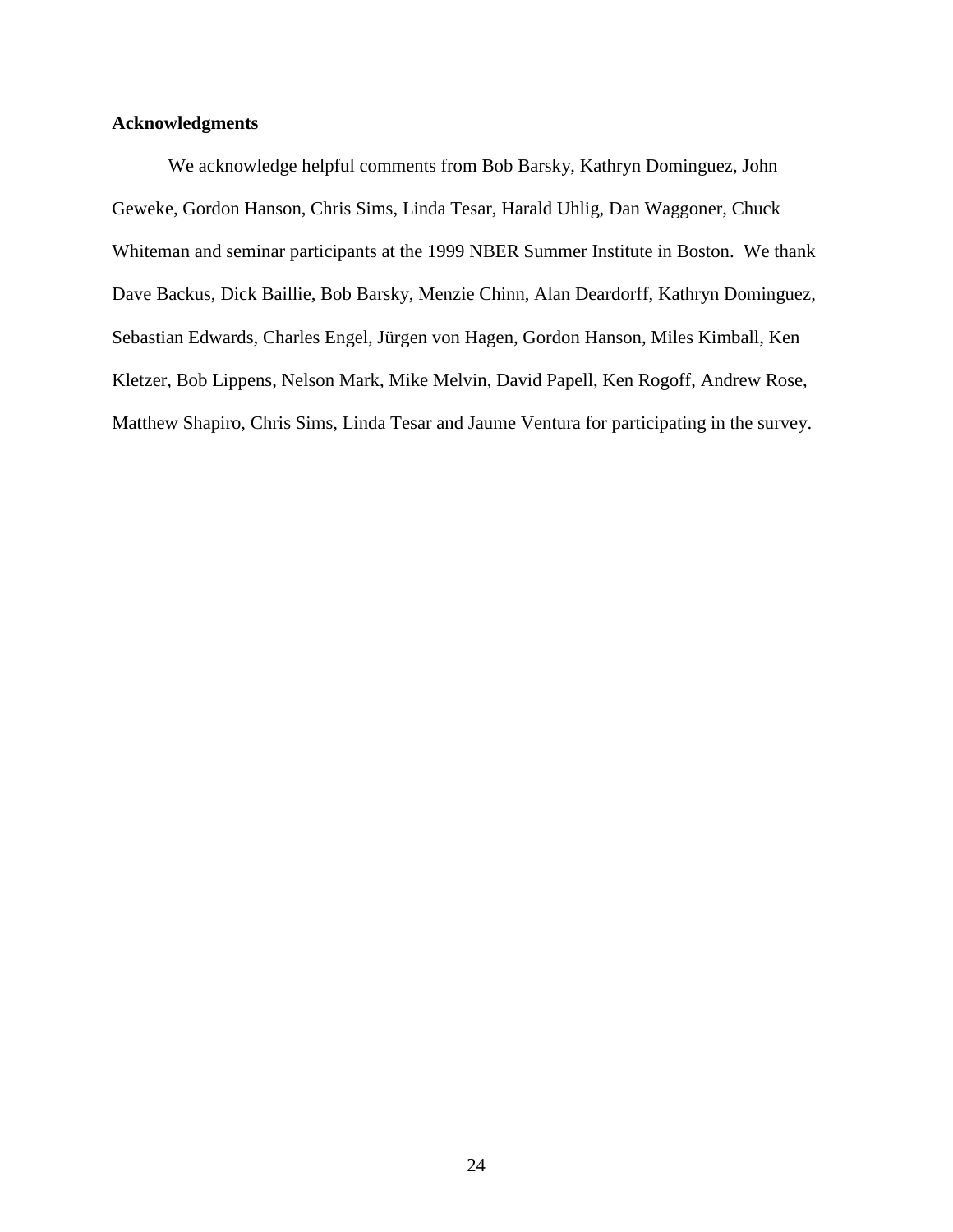**Acknowledgments**

We acknowledge helpful comments from Bob Barsky, Kathryn Dominguez, John Geweke, Gordon Hanson, Chris Sims, Linda Tesar, Harald Uhlig, Dan Waggoner, Chuck Whiteman and seminar participants at the 1999 NBER Summer Institute in Boston. We thank Dave Backus, Dick Baillie, Bob Barsky, Menzie Chinn, Alan Deardorff, Kathryn Dominguez, Sebastian Edwards, Charles Engel, Jürgen von Hagen, Gordon Hanson, Miles Kimball, Ken Kletzer, Bob Lippens, Nelson Mark, Mike Melvin, David Papell, Ken Rogoff, Andrew Rose, Matthew Shapiro, Chris Sims, Linda Tesar and Jaume Ventura for participating in the survey.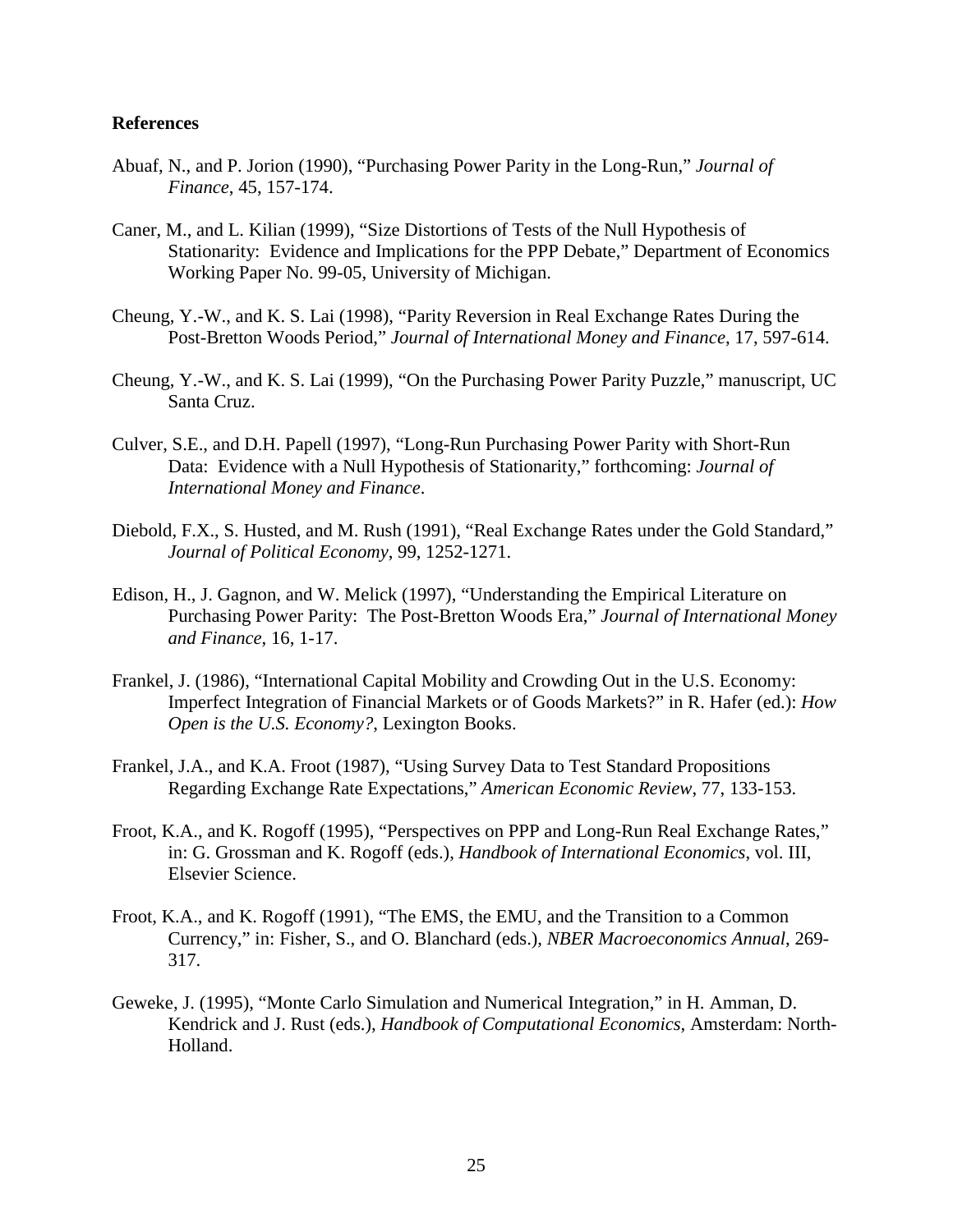**References**

Abuaf, N., and P. Jorion (1990), "Purchasing Power Parity in the Long-Run," *Journal of Finance*, 45, 157-174.

Caner, M., and L. Kilian (1999), "Size Distortions of Tests of the Null Hypothesis of Stationarity: Evidence and Implications for the PPP Debate," Department of Economics Working Paper No. 99-05, University of Michigan.

Cheung, Y.-W., and K. S. Lai (1998), "Parity Reversion in Real Exchange Rates During the Post-Bretton Woods Period," *Journal of International Money and Finance*, 17, 597-614.

Cheung, Y.-W., and K. S. Lai (1999), "On the Purchasing Power Parity Puzzle," manuscript, UC Santa Cruz.

Culver, S.E., and D.H. Papell (1997), "Long-Run Purchasing Power Parity with Short-Run Data: Evidence with a Null Hypothesis of Stationarity," forthcoming: *Journal of International Money and Finance*.

Diebold, F.X., S. Husted, and M. Rush (1991), "Real Exchange Rates under the Gold Standard," *Journal of Political Economy*, 99, 1252-1271.

Edison, H., J. Gagnon, and W. Melick (1997), "Understanding the Empirical Literature on Purchasing Power Parity: The Post-Bretton Woods Era," *Journal of International Money and Finance*, 16, 1-17.

Frankel, J. (1986), "International Capital Mobility and Crowding Out in the U.S. Economy: Imperfect Integration of Financial Markets or of Goods Markets?" in R. Hafer (ed.): *How Open is the U.S. Economy?*, Lexington Books.

Frankel, J.A., and K.A. Froot (1987), "Using Survey Data to Test Standard Propositions Regarding Exchange Rate Expectations," *American Economic Review*, 77, 133-153.

Froot, K.A., and K. Rogoff (1995), "Perspectives on PPP and Long-Run Real Exchange Rates," in: G. Grossman and K. Rogoff (eds.), *Handbook of International Economics*, vol. III, Elsevier Science.

Froot, K.A., and K. Rogoff (1991), "The EMS, the EMU, and the Transition to a Common Currency," in: Fisher, S., and O. Blanchard (eds.), *NBER Macroeconomics Annual*, 269-317.

Geweke, J. (1995), "Monte Carlo Simulation and Numerical Integration," in H. Amman, D. Kendrick and J. Rust (eds.), *Handbook of Computational Economics*, Amsterdam: North-Holland.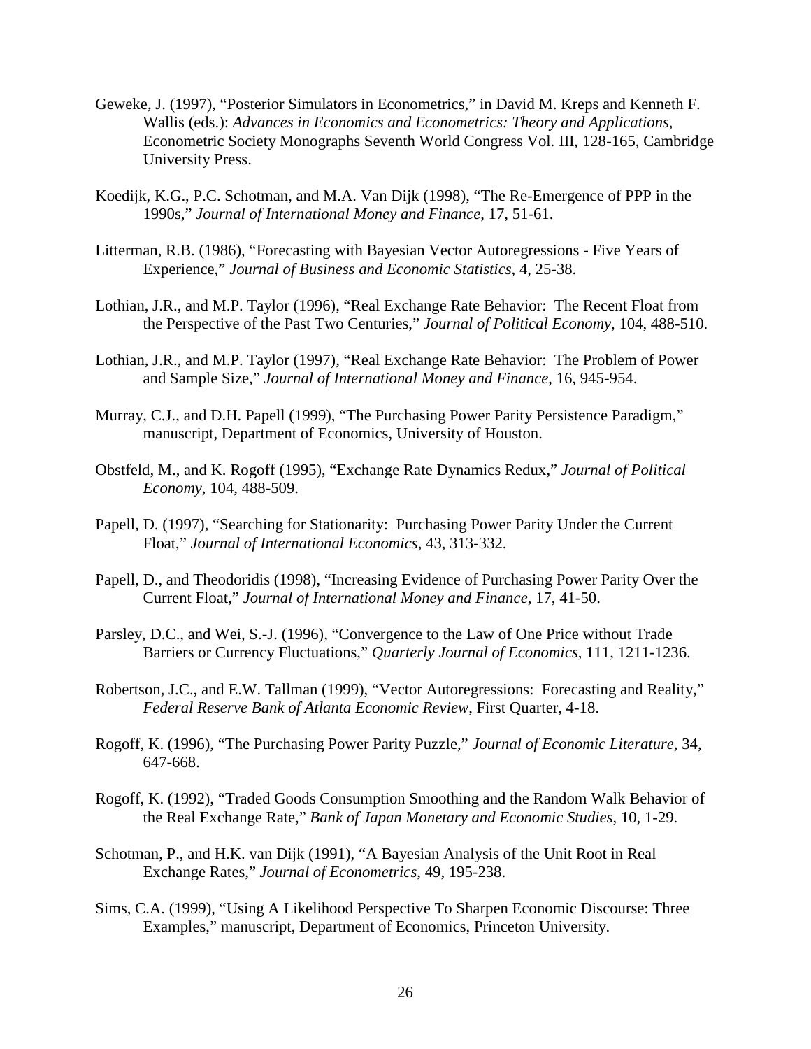Geweke, J. (1997), "Posterior Simulators in Econometrics," in David M. Kreps and Kenneth F. Wallis (eds.): *Advances in Economics and Econometrics: Theory and Applications*, Econometric Society Monographs Seventh World Congress Vol. III, 128-165, Cambridge University Press.

Koedijk, K.G., P.C. Schotman, and M.A. Van Dijk (1998), "The Re-Emergence of PPP in the 1990s," *Journal of International Money and Finance*, 17, 51-61.

Litterman, R.B. (1986), "Forecasting with Bayesian Vector Autoregressions - Five Years of Experience," *Journal of Business and Economic Statistics*, 4, 25-38.

Lothian, J.R., and M.P. Taylor (1996), "Real Exchange Rate Behavior: The Recent Float from the Perspective of the Past Two Centuries," *Journal of Political Economy*, 104, 488-510.

Lothian, J.R., and M.P. Taylor (1997), "Real Exchange Rate Behavior: The Problem of Power and Sample Size," *Journal of International Money and Finance*, 16, 945-954.

Murray, C.J., and D.H. Papell (1999), "The Purchasing Power Parity Persistence Paradigm," manuscript, Department of Economics, University of Houston.

Obstfeld, M., and K. Rogoff (1995), "Exchange Rate Dynamics Redux," *Journal of Political Economy*, 104, 488-509.

Papell, D. (1997), "Searching for Stationarity: Purchasing Power Parity Under the Current Float," *Journal of International Economics*, 43, 313-332.

Papell, D., and Theodoridis (1998), "Increasing Evidence of Purchasing Power Parity Over the Current Float," *Journal of International Money and Finance*, 17, 41-50.

Parsley, D.C., and Wei, S.-J. (1996), "Convergence to the Law of One Price without Trade Barriers or Currency Fluctuations," *Quarterly Journal of Economics*, 111, 1211-1236.

Robertson, J.C., and E.W. Tallman (1999), "Vector Autoregressions: Forecasting and Reality," *Federal Reserve Bank of Atlanta Economic Review*, First Quarter, 4-18.

Rogoff, K. (1996), "The Purchasing Power Parity Puzzle," *Journal of Economic Literature*, 34, 647-668.

Rogoff, K. (1992), "Traded Goods Consumption Smoothing and the Random Walk Behavior of the Real Exchange Rate," *Bank of Japan Monetary and Economic Studies*, 10, 1-29.

Schotman, P., and H.K. van Dijk (1991), "A Bayesian Analysis of the Unit Root in Real Exchange Rates," *Journal of Econometrics*, 49, 195-238.

Sims, C.A. (1999), "Using A Likelihood Perspective To Sharpen Economic Discourse: Three Examples," manuscript, Department of Economics, Princeton University.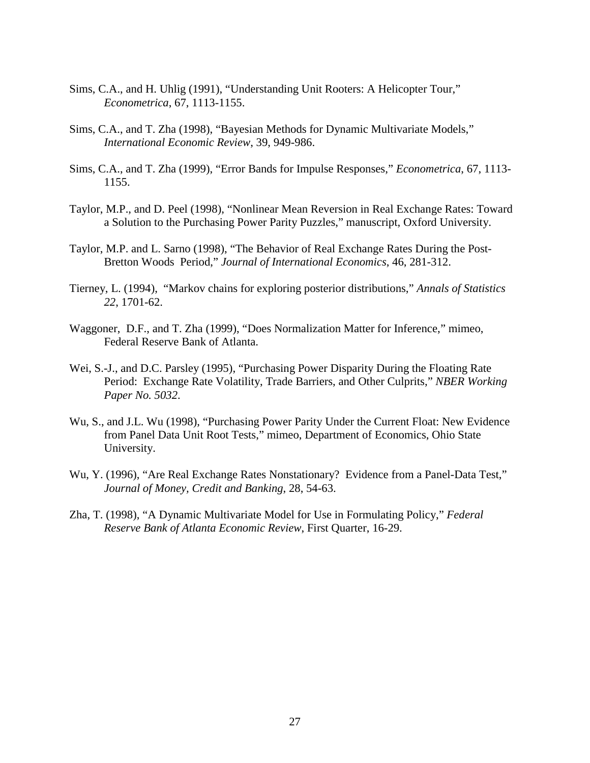Sims, C.A., and H. Uhlig (1991), "Understanding Unit Rooters: A Helicopter Tour," *Econometrica*, 67, 1113-1155.

Sims, C.A., and T. Zha (1998), "Bayesian Methods for Dynamic Multivariate Models," *International Economic Review*, 39, 949-986.

Sims, C.A., and T. Zha (1999), "Error Bands for Impulse Responses," *Econometrica*, 67, 1113-1155.

Taylor, M.P., and D. Peel (1998), "Nonlinear Mean Reversion in Real Exchange Rates: Toward a Solution to the Purchasing Power Parity Puzzles," manuscript, Oxford University.

Taylor, M.P. and L. Sarno (1998), "The Behavior of Real Exchange Rates During the Post-Bretton Woods Period," *Journal of International Economics*, 46, 281-312.

Tierney, L. (1994), "Markov chains for exploring posterior distributions," *Annals of Statistics 22*, 1701-62.

Waggoner, D.F., and T. Zha (1999), "Does Normalization Matter for Inference," mimeo, Federal Reserve Bank of Atlanta.

Wei, S.-J., and D.C. Parsley (1995), "Purchasing Power Disparity During the Floating Rate Period: Exchange Rate Volatility, Trade Barriers, and Other Culprits," *NBER Working Paper No. 5032*.

Wu, S., and J.L. Wu (1998), "Purchasing Power Parity Under the Current Float: New Evidence from Panel Data Unit Root Tests," mimeo, Department of Economics, Ohio State University.

Wu, Y. (1996), "Are Real Exchange Rates Nonstationary? Evidence from a Panel-Data Test," *Journal of Money, Credit and Banking*, 28, 54-63.

Zha, T. (1998), "A Dynamic Multivariate Model for Use in Formulating Policy," *Federal Reserve Bank of Atlanta Economic Review*, First Quarter, 16-29.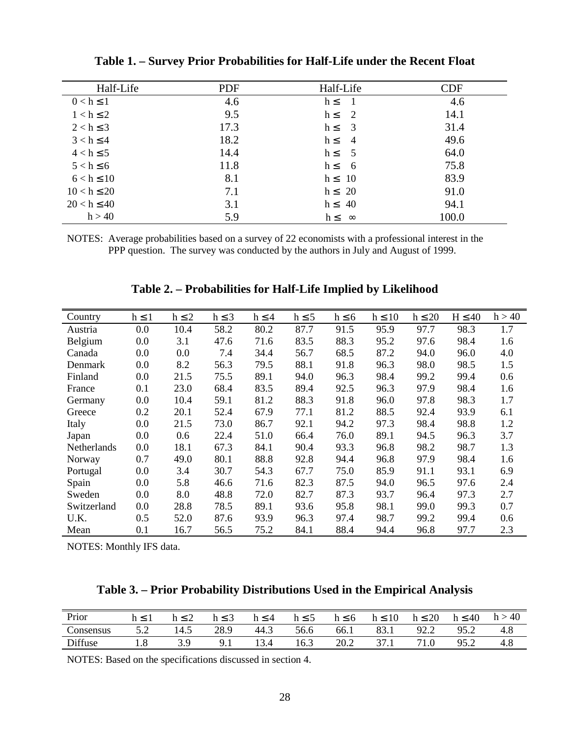**Table 1. – Survey Prior Probabilities for Half-Life under the Recent Float**

| Half-Life | PDF | Half-Life | CDF |
|---|---|---|---|
| $0 < h \leq 1$ | 4.6 | $h \leq 1$ | 4.6 |
| $1 < h \leq 2$ | 9.5 | $h \leq 2$ | 14.1 |
| $2 < h \leq 3$ | 17.3 | $h \leq 3$ | 31.4 |
| $3 < h \leq 4$ | 18.2 | $h \leq 4$ | 49.6 |
| $4 < h \leq 5$ | 14.4 | $h \leq 5$ | 64.0 |
| $5 < h \leq 6$ | 11.8 | $h \leq 6$ | 75.8 |
| $6 < h \leq 10$ | 8.1 | $h \leq 10$ | 83.9 |
| $10 < h \leq 20$ | 7.1 | $h \leq 20$ | 91.0 |
| $20 < h \leq 40$ | 3.1 | $h \leq 40$ | 94.1 |
| $h > 40$ | 5.9 | $h \leq \infty$ | 100.0 |

NOTES: Average probabilities based on a survey of 22 economists with a professional interest in the PPP question. The survey was conducted by the authors in July and August of 1999.

**Table 2. – Probabilities for Half-Life Implied by Likelihood**

| Country | $h \leq 1$ | $h \leq 2$ | $h \leq 3$ | $h \leq 4$ | $h \leq 5$ | $h \leq 6$ | $h \leq 10$ | $h \leq 20$ | $H \leq 40$ | $h > 40$ |
|---|---|---|---|---|---|---|---|---|---|---|
| Austria | 0.0 | 10.4 | 58.2 | 80.2 | 87.7 | 91.5 | 95.9 | 97.7 | 98.3 | 1.7 |
| Belgium | 0.0 | 3.1 | 47.6 | 71.6 | 83.5 | 88.3 | 95.2 | 97.6 | 98.4 | 1.6 |
| Canada | 0.0 | 0.0 | 7.4 | 34.4 | 56.7 | 68.5 | 87.2 | 94.0 | 96.0 | 4.0 |
| Denmark | 0.0 | 8.2 | 56.3 | 79.5 | 88.1 | 91.8 | 96.3 | 98.0 | 98.5 | 1.5 |
| Finland | 0.0 | 21.5 | 75.5 | 89.1 | 94.0 | 96.3 | 98.4 | 99.2 | 99.4 | 0.6 |
| France | 0.1 | 23.0 | 68.4 | 83.5 | 89.4 | 92.5 | 96.3 | 97.9 | 98.4 | 1.6 |
| Germany | 0.0 | 10.4 | 59.1 | 81.2 | 88.3 | 91.8 | 96.0 | 97.8 | 98.3 | 1.7 |
| Greece | 0.2 | 20.1 | 52.4 | 67.9 | 77.1 | 81.2 | 88.5 | 92.4 | 93.9 | 6.1 |
| Italy | 0.0 | 21.5 | 73.0 | 86.7 | 92.1 | 94.2 | 97.3 | 98.4 | 98.8 | 1.2 |
| Japan | 0.0 | 0.6 | 22.4 | 51.0 | 66.4 | 76.0 | 89.1 | 94.5 | 96.3 | 3.7 |
| Netherlands | 0.0 | 18.1 | 67.3 | 84.1 | 90.4 | 93.3 | 96.8 | 98.2 | 98.7 | 1.3 |
| Norway | 0.7 | 49.0 | 80.1 | 88.8 | 92.8 | 94.4 | 96.8 | 97.9 | 98.4 | 1.6 |
| Portugal | 0.0 | 3.4 | 30.7 | 54.3 | 67.7 | 75.0 | 85.9 | 91.1 | 93.1 | 6.9 |
| Spain | 0.0 | 5.8 | 46.6 | 71.6 | 82.3 | 87.5 | 94.0 | 96.5 | 97.6 | 2.4 |
| Sweden | 0.0 | 8.0 | 48.8 | 72.0 | 82.7 | 87.3 | 93.7 | 96.4 | 97.3 | 2.7 |
| Switzerland | 0.0 | 28.8 | 78.5 | 89.1 | 93.6 | 95.8 | 98.1 | 99.0 | 99.3 | 0.7 |
| U.K. | 0.5 | 52.0 | 87.6 | 93.9 | 96.3 | 97.4 | 98.7 | 99.2 | 99.4 | 0.6 |
| Mean | 0.1 | 16.7 | 56.5 | 75.2 | 84.1 | 88.4 | 94.4 | 96.8 | 97.7 | 2.3 |

NOTES: Monthly IFS data.

**Table 3. – Prior Probability Distributions Used in the Empirical Analysis**

| Prior | $h \leq 1$ | $h \leq 2$ | $h \leq 3$ | $h \leq 4$ | $h \leq 5$ | $h \leq 6$ | $h \leq 10$ | $h \leq 20$ | $h \leq 40$ | $h > 40$ |
|---|---|---|---|---|---|---|---|---|---|---|
| Consensus | 5.2 | 14.5 | 28.9 | 44.3 | 56.6 | 66.1 | 83.1 | 92.2 | 95.2 | 4.8 |
| Diffuse | 1.8 | 3.9 | 9.1 | 13.4 | 16.3 | 20.2 | 37.1 | 71.0 | 95.2 | 4.8 |

NOTES: Based on the specifications discussed in section 4.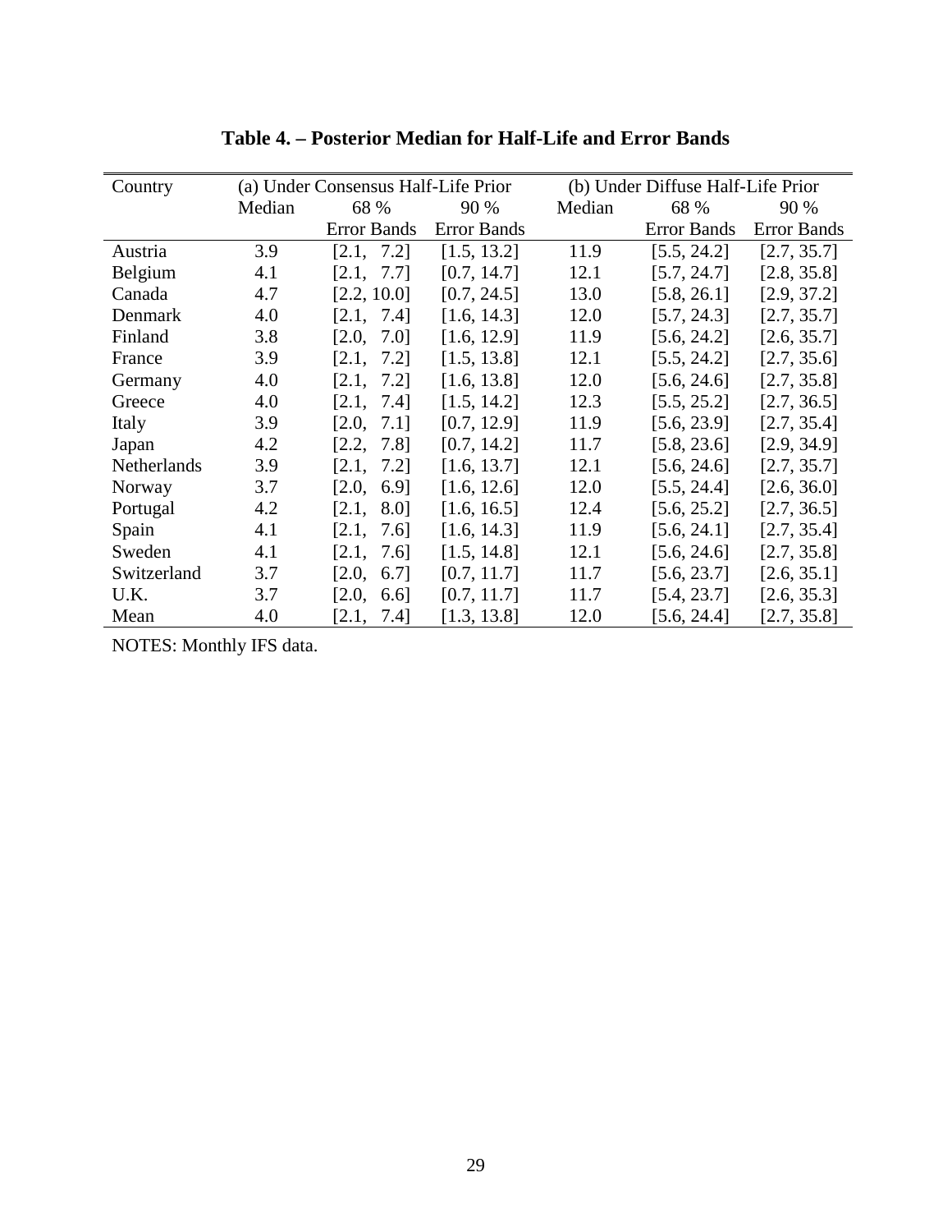**Table 4. – Posterior Median for Half-Life and Error Bands**

| Country | (a) Under Consensus Half-Life Prior | | | (b) Under Diffuse Half-Life Prior | | |
|---|---|---|---|---|---|---|
| | Median | 68 % Error Bands | 90 % Error Bands | Median | 68 % Error Bands | 90 % Error Bands |
| Austria | 3.9 | [2.1, 7.2] | [1.5, 13.2] | 11.9 | [5.5, 24.2] | [2.7, 35.7] |
| Belgium | 4.1 | [2.1, 7.7] | [0.7, 14.7] | 12.1 | [5.7, 24.7] | [2.8, 35.8] |
| Canada | 4.7 | [2.2, 10.0] | [0.7, 24.5] | 13.0 | [5.8, 26.1] | [2.9, 37.2] |
| Denmark | 4.0 | [2.1, 7.4] | [1.6, 14.3] | 12.0 | [5.7, 24.3] | [2.7, 35.7] |
| Finland | 3.8 | [2.0, 7.0] | [1.6, 12.9] | 11.9 | [5.6, 24.2] | [2.6, 35.7] |
| France | 3.9 | [2.1, 7.2] | [1.5, 13.8] | 12.1 | [5.5, 24.2] | [2.7, 35.6] |
| Germany | 4.0 | [2.1, 7.2] | [1.6, 13.8] | 12.0 | [5.6, 24.6] | [2.7, 35.8] |
| Greece | 4.0 | [2.1, 7.4] | [1.5, 14.2] | 12.3 | [5.5, 25.2] | [2.7, 36.5] |
| Italy | 3.9 | [2.0, 7.1] | [0.7, 12.9] | 11.9 | [5.6, 23.9] | [2.7, 35.4] |
| Japan | 4.2 | [2.2, 7.8] | [0.7, 14.2] | 11.7 | [5.8, 23.6] | [2.9, 34.9] |
| Netherlands | 3.9 | [2.1, 7.2] | [1.6, 13.7] | 12.1 | [5.6, 24.6] | [2.7, 35.7] |
| Norway | 3.7 | [2.0, 6.9] | [1.6, 12.6] | 12.0 | [5.5, 24.4] | [2.6, 36.0] |
| Portugal | 4.2 | [2.1, 8.0] | [1.6, 16.5] | 12.4 | [5.6, 25.2] | [2.7, 36.5] |
| Spain | 4.1 | [2.1, 7.6] | [1.6, 14.3] | 11.9 | [5.6, 24.1] | [2.7, 35.4] |
| Sweden | 4.1 | [2.1, 7.6] | [1.5, 14.8] | 12.1 | [5.6, 24.6] | [2.7, 35.8] |
| Switzerland | 3.7 | [2.0, 6.7] | [0.7, 11.7] | 11.7 | [5.6, 23.7] | [2.6, 35.1] |
| U.K. | 3.7 | [2.0, 6.6] | [0.7, 11.7] | 11.7 | [5.4, 23.7] | [2.6, 35.3] |
| Mean | 4.0 | [2.1, 7.4] | [1.3, 13.8] | 12.0 | [5.6, 24.4] | [2.7, 35.8] |

NOTES: Monthly IFS data.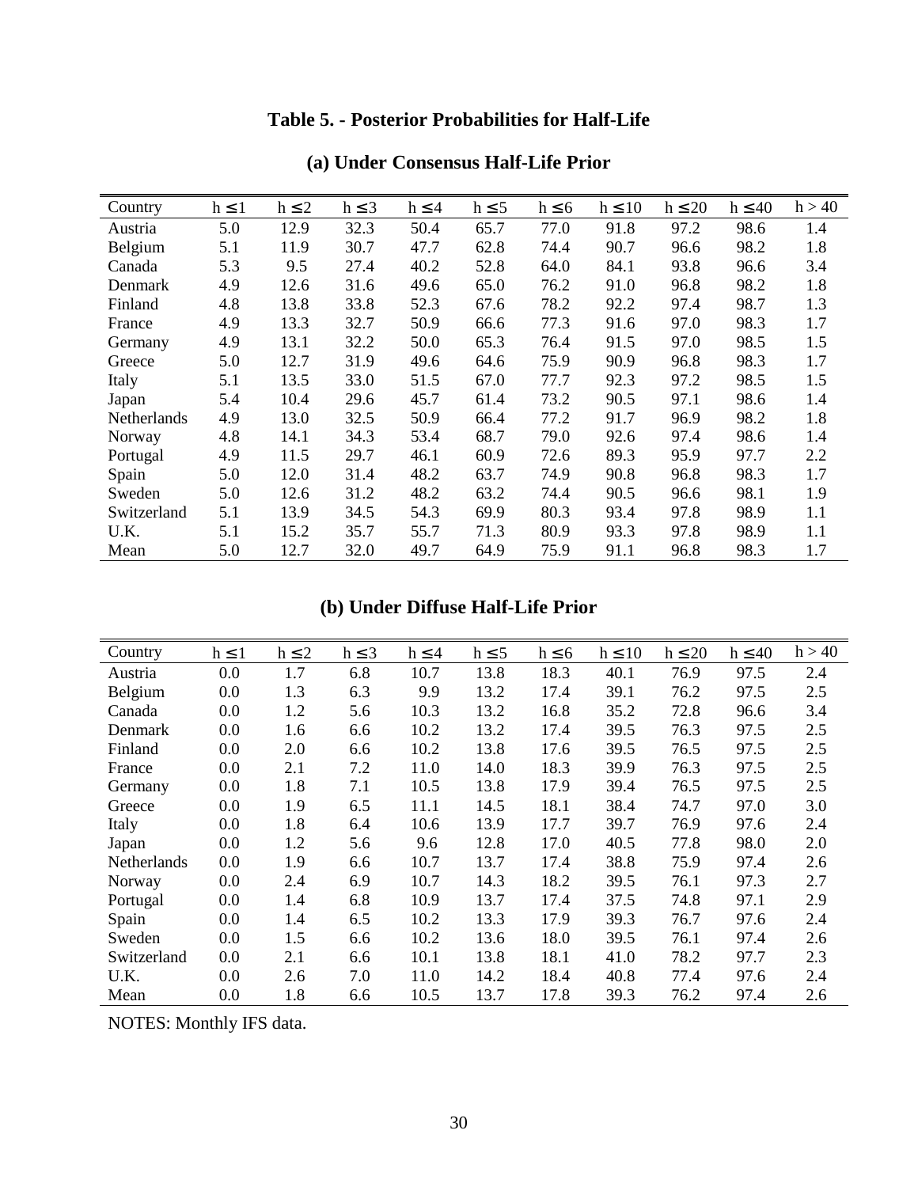# Table 5. - Posterior Probabilities for Half-Life

## (a) Under Consensus Half-Life Prior

| Country | $h \leq 1$ | $h \leq 2$ | $h \leq 3$ | $h \leq 4$ | $h \leq 5$ | $h \leq 6$ | $h \leq 10$ | $h \leq 20$ | $h \leq 40$ | $h > 40$ |
|---|---|---|---|---|---|---|---|---|---|---|
| Austria | 5.0 | 12.9 | 32.3 | 50.4 | 65.7 | 77.0 | 91.8 | 97.2 | 98.6 | 1.4 |
| Belgium | 5.1 | 11.9 | 30.7 | 47.7 | 62.8 | 74.4 | 90.7 | 96.6 | 98.2 | 1.8 |
| Canada | 5.3 | 9.5 | 27.4 | 40.2 | 52.8 | 64.0 | 84.1 | 93.8 | 96.6 | 3.4 |
| Denmark | 4.9 | 12.6 | 31.6 | 49.6 | 65.0 | 76.2 | 91.0 | 96.8 | 98.2 | 1.8 |
| Finland | 4.8 | 13.8 | 33.8 | 52.3 | 67.6 | 78.2 | 92.2 | 97.4 | 98.7 | 1.3 |
| France | 4.9 | 13.3 | 32.7 | 50.9 | 66.6 | 77.3 | 91.6 | 97.0 | 98.3 | 1.7 |
| Germany | 4.9 | 13.1 | 32.2 | 50.0 | 65.3 | 76.4 | 91.5 | 97.0 | 98.5 | 1.5 |
| Greece | 5.0 | 12.7 | 31.9 | 49.6 | 64.6 | 75.9 | 90.9 | 96.8 | 98.3 | 1.7 |
| Italy | 5.1 | 13.5 | 33.0 | 51.5 | 67.0 | 77.7 | 92.3 | 97.2 | 98.5 | 1.5 |
| Japan | 5.4 | 10.4 | 29.6 | 45.7 | 61.4 | 73.2 | 90.5 | 97.1 | 98.6 | 1.4 |
| Netherlands | 4.9 | 13.0 | 32.5 | 50.9 | 66.4 | 77.2 | 91.7 | 96.9 | 98.2 | 1.8 |
| Norway | 4.8 | 14.1 | 34.3 | 53.4 | 68.7 | 79.0 | 92.6 | 97.4 | 98.6 | 1.4 |
| Portugal | 4.9 | 11.5 | 29.7 | 46.1 | 60.9 | 72.6 | 89.3 | 95.9 | 97.7 | 2.2 |
| Spain | 5.0 | 12.0 | 31.4 | 48.2 | 63.7 | 74.9 | 90.8 | 96.8 | 98.3 | 1.7 |
| Sweden | 5.0 | 12.6 | 31.2 | 48.2 | 63.2 | 74.4 | 90.5 | 96.6 | 98.1 | 1.9 |
| Switzerland | 5.1 | 13.9 | 34.5 | 54.3 | 69.9 | 80.3 | 93.4 | 97.8 | 98.9 | 1.1 |
| U.K. | 5.1 | 15.2 | 35.7 | 55.7 | 71.3 | 80.9 | 93.3 | 97.8 | 98.9 | 1.1 |
| Mean | 5.0 | 12.7 | 32.0 | 49.7 | 64.9 | 75.9 | 91.1 | 96.8 | 98.3 | 1.7 |

## (b) Under Diffuse Half-Life Prior

| Country | $h \leq 1$ | $h \leq 2$ | $h \leq 3$ | $h \leq 4$ | $h \leq 5$ | $h \leq 6$ | $h \leq 10$ | $h \leq 20$ | $h \leq 40$ | $h > 40$ |
|---|---|---|---|---|---|---|---|---|---|---|
| Austria | 0.0 | 1.7 | 6.8 | 10.7 | 13.8 | 18.3 | 40.1 | 76.9 | 97.5 | 2.4 |
| Belgium | 0.0 | 1.3 | 6.3 | 9.9 | 13.2 | 17.4 | 39.1 | 76.2 | 97.5 | 2.5 |
| Canada | 0.0 | 1.2 | 5.6 | 10.3 | 13.2 | 16.8 | 35.2 | 72.8 | 96.6 | 3.4 |
| Denmark | 0.0 | 1.6 | 6.6 | 10.2 | 13.2 | 17.4 | 39.5 | 76.3 | 97.5 | 2.5 |
| Finland | 0.0 | 2.0 | 6.6 | 10.2 | 13.8 | 17.6 | 39.5 | 76.5 | 97.5 | 2.5 |
| France | 0.0 | 2.1 | 7.2 | 11.0 | 14.0 | 18.3 | 39.9 | 76.3 | 97.5 | 2.5 |
| Germany | 0.0 | 1.8 | 7.1 | 10.5 | 13.8 | 17.9 | 39.4 | 76.5 | 97.5 | 2.5 |
| Greece | 0.0 | 1.9 | 6.5 | 11.1 | 14.5 | 18.1 | 38.4 | 74.7 | 97.0 | 3.0 |
| Italy | 0.0 | 1.8 | 6.4 | 10.6 | 13.9 | 17.7 | 39.7 | 76.9 | 97.6 | 2.4 |
| Japan | 0.0 | 1.2 | 5.6 | 9.6 | 12.8 | 17.0 | 40.5 | 77.8 | 98.0 | 2.0 |
| Netherlands | 0.0 | 1.9 | 6.6 | 10.7 | 13.7 | 17.4 | 38.8 | 75.9 | 97.4 | 2.6 |
| Norway | 0.0 | 2.4 | 6.9 | 10.7 | 14.3 | 18.2 | 39.5 | 76.1 | 97.3 | 2.7 |
| Portugal | 0.0 | 1.4 | 6.8 | 10.9 | 13.7 | 17.4 | 37.5 | 74.8 | 97.1 | 2.9 |
| Spain | 0.0 | 1.4 | 6.5 | 10.2 | 13.3 | 17.9 | 39.3 | 76.7 | 97.6 | 2.4 |
| Sweden | 0.0 | 1.5 | 6.6 | 10.2 | 13.6 | 18.0 | 39.5 | 76.1 | 97.4 | 2.6 |
| Switzerland | 0.0 | 2.1 | 6.6 | 10.1 | 13.8 | 18.1 | 41.0 | 78.2 | 97.7 | 2.3 |
| U.K. | 0.0 | 2.6 | 7.0 | 11.0 | 14.2 | 18.4 | 40.8 | 77.4 | 97.6 | 2.4 |
| Mean | 0.0 | 1.8 | 6.6 | 10.5 | 13.7 | 17.8 | 39.3 | 76.2 | 97.4 | 2.6 |

NOTES: Monthly IFS data.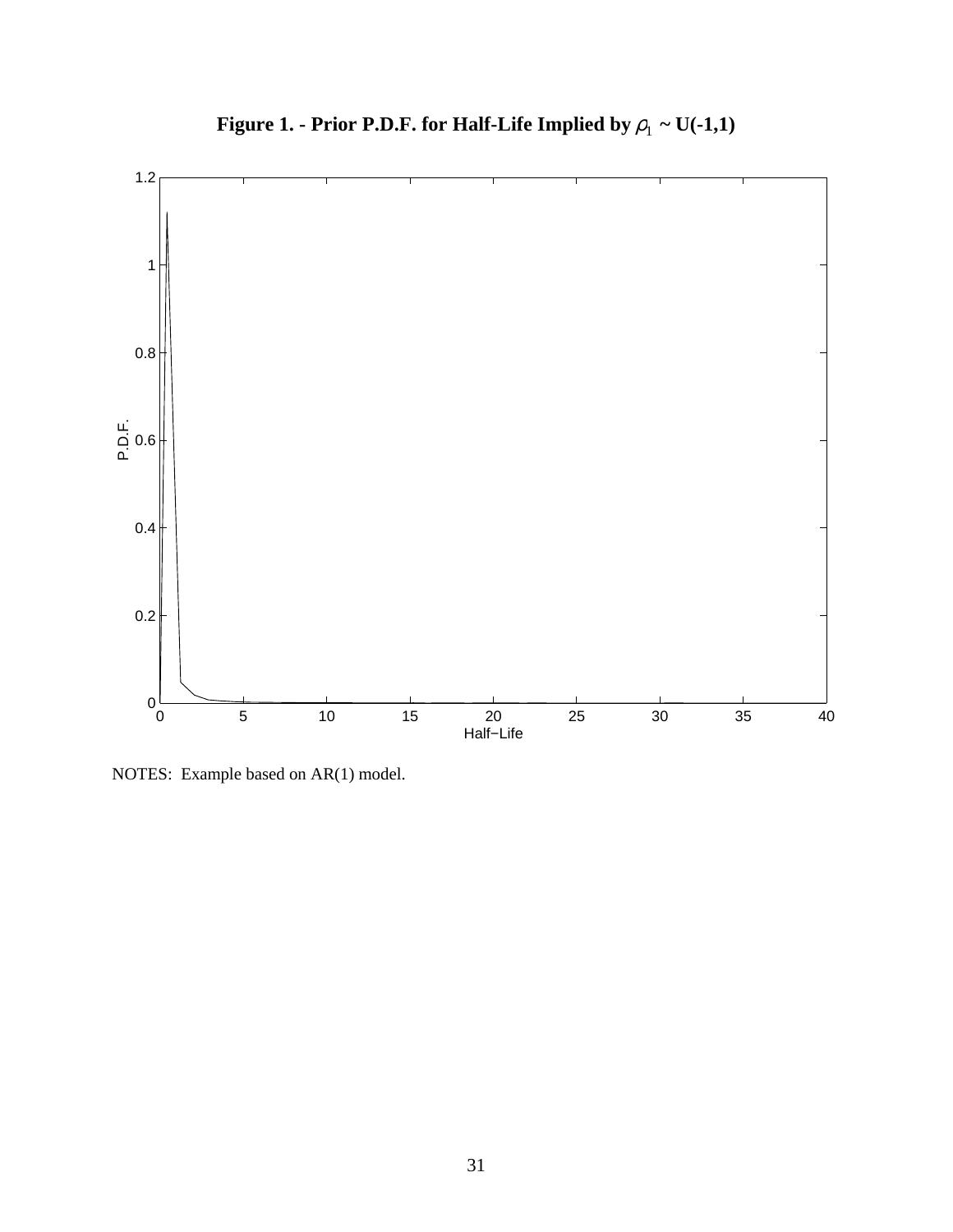**Figure 1. - Prior P.D.F. for Half-Life Implied by $\rho_1$ ~ U(-1,1)**

P.D.F.

1.2

1

0.8

0.6

0.4

0.2

0

0 5 10 15 20 25 30 35 40

Half−Life

NOTES: Example based on AR(1) model.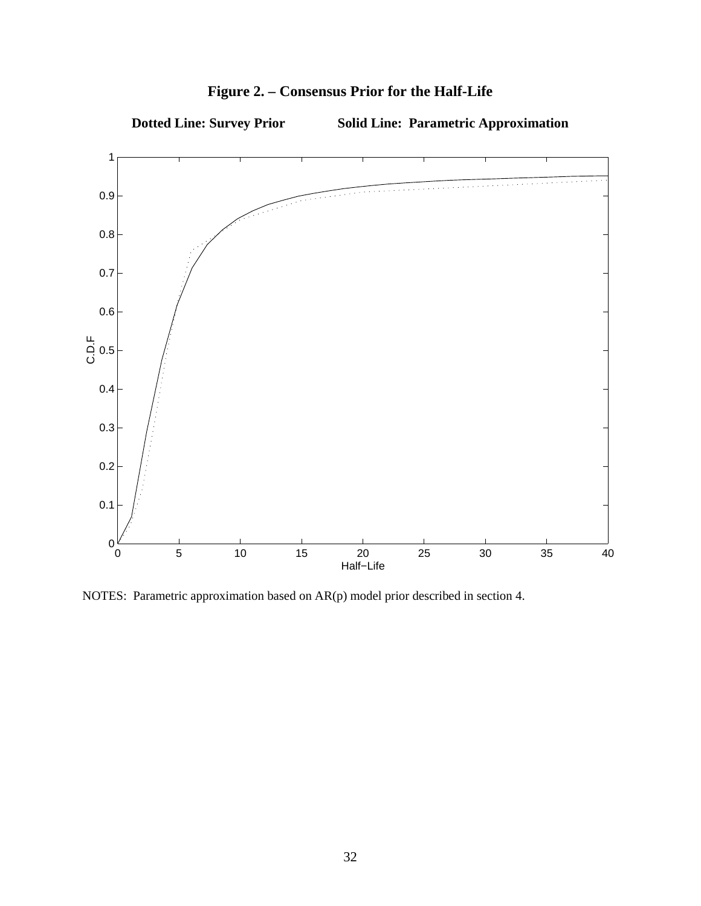**Figure 2. – Consensus Prior for the Half-Life**

**Dotted Line: Survey Prior** **Solid Line: Parametric Approximation**

C.D.F

1
0.9
0.8
0.7
0.6
0.5
0.4
0.3
0.2
0.1
0

0 5 10 15 20 25 30 35 40

Half−Life

NOTES: Parametric approximation based on AR(p) model prior described in section 4.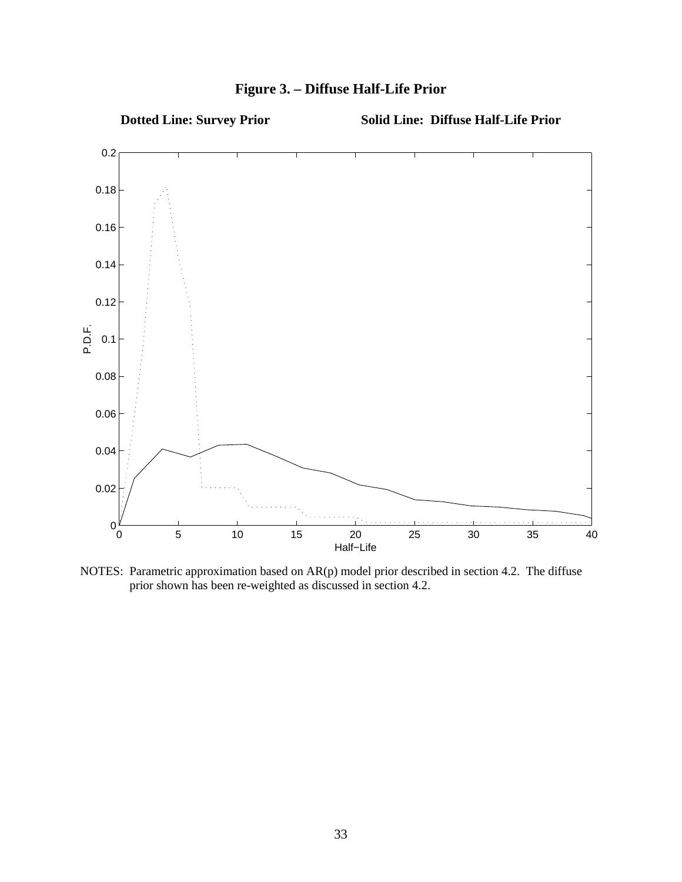**Figure 3. – Diffuse Half-Life Prior**

**Dotted Line: Survey Prior** **Solid Line: Diffuse Half-Life Prior**

P.D.F.

0.2
0.18
0.16
0.14
0.12
0.1
0.08
0.06
0.04
0.02
0

0 5 10 15 20 25 30 35 40

Half−Life

NOTES: Parametric approximation based on AR(p) model prior described in section 4.2. The diffuse prior shown has been re-weighted as discussed in section 4.2.